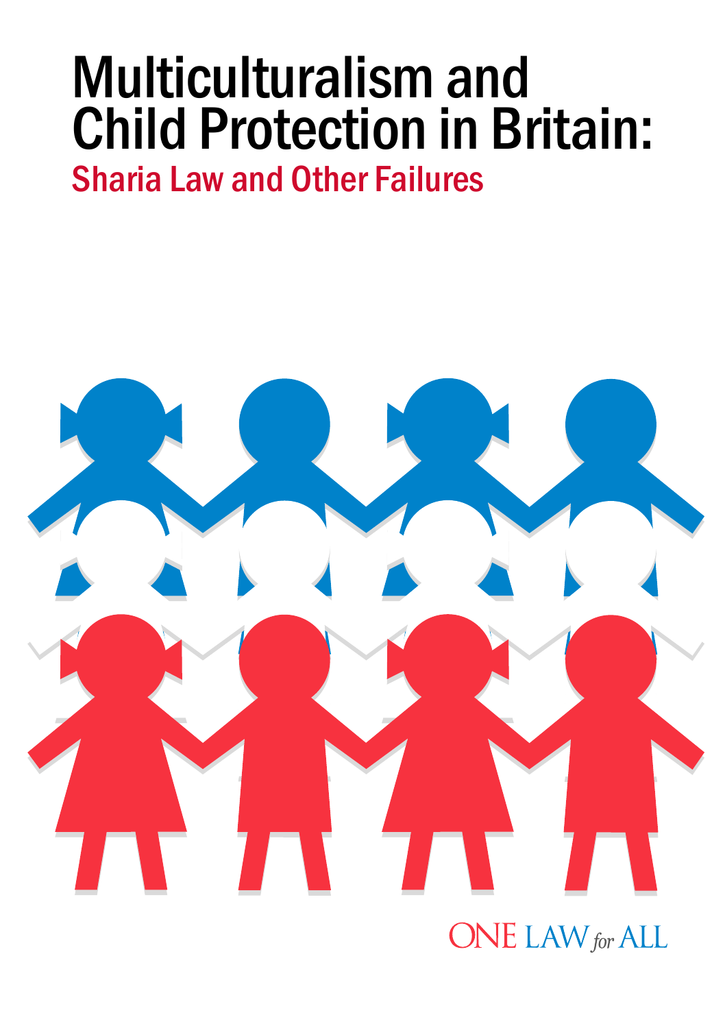# Multiculturalism and Child Protection in Britain:

## Sharia Law and Other Failures

ONE LAW *for* ALL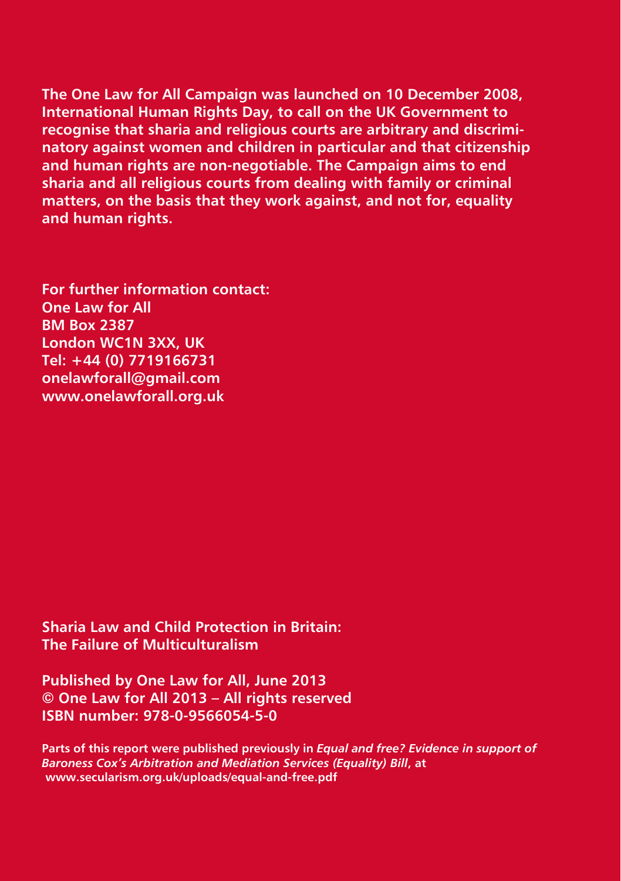**The One Law for All Campaign was launched on 10 December 2008, International Human Rights Day, to call on the UK Government to recognise that sharia and religious courts are arbitrary and discriminatory against women and children in particular and that citizenship and human rights are non-negotiable. The Campaign aims to end sharia and all religious courts from dealing with family or criminal matters, on the basis that they work against, and not for, equality and human rights.**

**For further information contact:**
**One Law for All**
**BM Box 2387**
**London WC1N 3XX, UK**
**Tel: +44 (0) 7719166731**
**onelawforall@gmail.com**
**www.onelawforall.org.uk**

**Sharia Law and Child Protection in Britain:**
**The Failure of Multiculturalism**

**Published by One Law for All, June 2013**
**© One Law for All 2013 – All rights reserved**
**ISBN number: 978-0-9566054-5-0**

**Parts of this report were published previously in *Equal and free? Evidence in support of Baroness Cox's Arbitration and Mediation Services (Equality) Bill*, at www.secularism.org.uk/uploads/equal-and-free.pdf**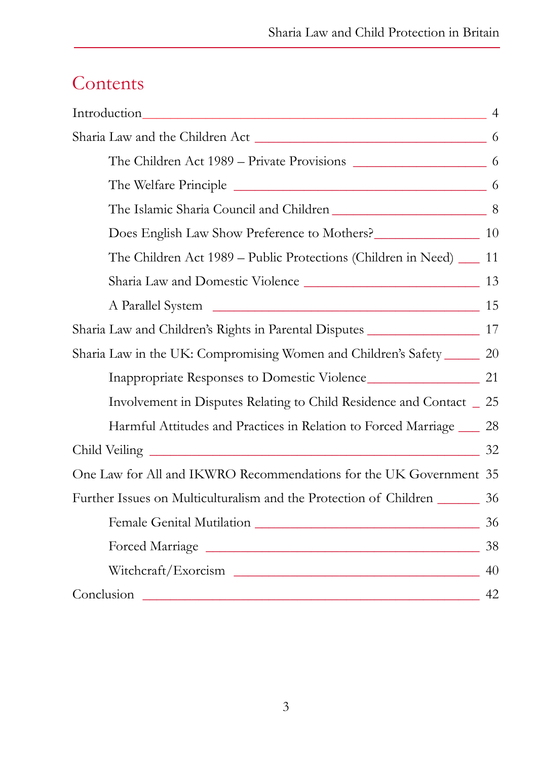# Contents

- Introduction — 4
- Sharia Law and the Children Act — 6
  - The Children Act 1989 – Private Provisions — 6
  - The Welfare Principle — 6
  - The Islamic Sharia Council and Children — 8
  - Does English Law Show Preference to Mothers? — 10
  - The Children Act 1989 – Public Protections (Children in Need) — 11
  - Sharia Law and Domestic Violence — 13
  - A Parallel System — 15
- Sharia Law and Children's Rights in Parental Disputes — 17
- Sharia Law in the UK: Compromising Women and Children's Safety — 20
  - Inappropriate Responses to Domestic Violence — 21
  - Involvement in Disputes Relating to Child Residence and Contact — 25
  - Harmful Attitudes and Practices in Relation to Forced Marriage — 28
- Child Veiling — 32
- One Law for All and IKWRO Recommendations for the UK Government — 35
- Further Issues on Multiculturalism and the Protection of Children — 36
  - Female Genital Mutilation — 36
  - Forced Marriage — 38
  - Witchcraft/Exorcism — 40
- Conclusion — 42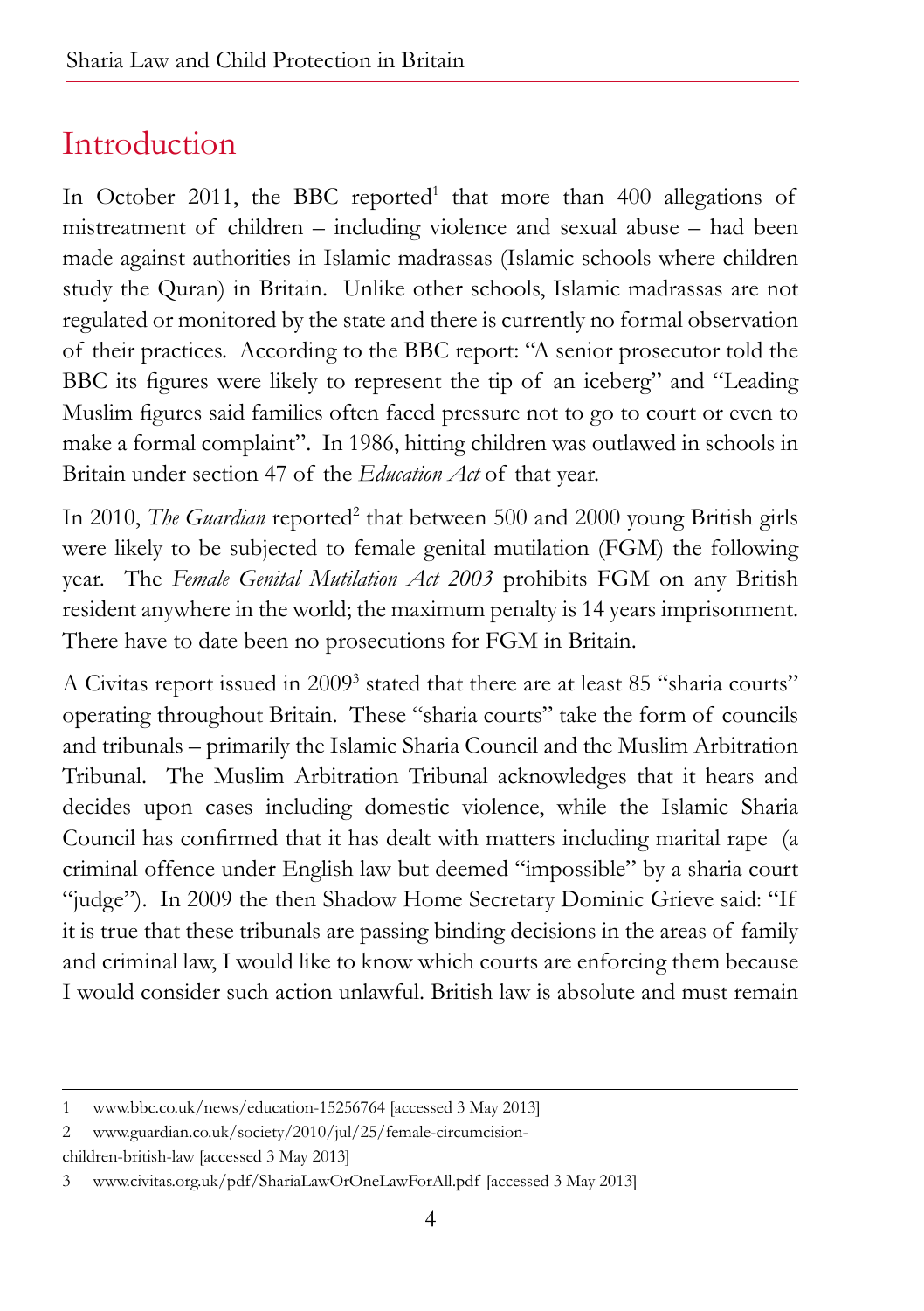# Introduction

In October 2011, the BBC reported[1] that more than 400 allegations of mistreatment of children – including violence and sexual abuse – had been made against authorities in Islamic madrassas (Islamic schools where children study the Quran) in Britain. Unlike other schools, Islamic madrassas are not regulated or monitored by the state and there is currently no formal observation of their practices. According to the BBC report: "A senior prosecutor told the BBC its figures were likely to represent the tip of an iceberg" and "Leading Muslim figures said families often faced pressure not to go to court or even to make a formal complaint". In 1986, hitting children was outlawed in schools in Britain under section 47 of the *Education Act* of that year.

In 2010, *The Guardian* reported[2] that between 500 and 2000 young British girls were likely to be subjected to female genital mutilation (FGM) the following year. The *Female Genital Mutilation Act 2003* prohibits FGM on any British resident anywhere in the world; the maximum penalty is 14 years imprisonment. There have to date been no prosecutions for FGM in Britain.

A Civitas report issued in 2009[3] stated that there are at least 85 "sharia courts" operating throughout Britain. These "sharia courts" take the form of councils and tribunals – primarily the Islamic Sharia Council and the Muslim Arbitration Tribunal. The Muslim Arbitration Tribunal acknowledges that it hears and decides upon cases including domestic violence, while the Islamic Sharia Council has confirmed that it has dealt with matters including marital rape (a criminal offence under English law but deemed "impossible" by a sharia court "judge"). In 2009 the then Shadow Home Secretary Dominic Grieve said: "If it is true that these tribunals are passing binding decisions in the areas of family and criminal law, I would like to know which courts are enforcing them because I would consider such action unlawful. British law is absolute and must remain

---

1 www.bbc.co.uk/news/education-15256764 [accessed 3 May 2013]

2 www.guardian.co.uk/society/2010/jul/25/female-circumcision-children-british-law [accessed 3 May 2013]

3 www.civitas.org.uk/pdf/ShariaLawOrOneLawForAll.pdf [accessed 3 May 2013]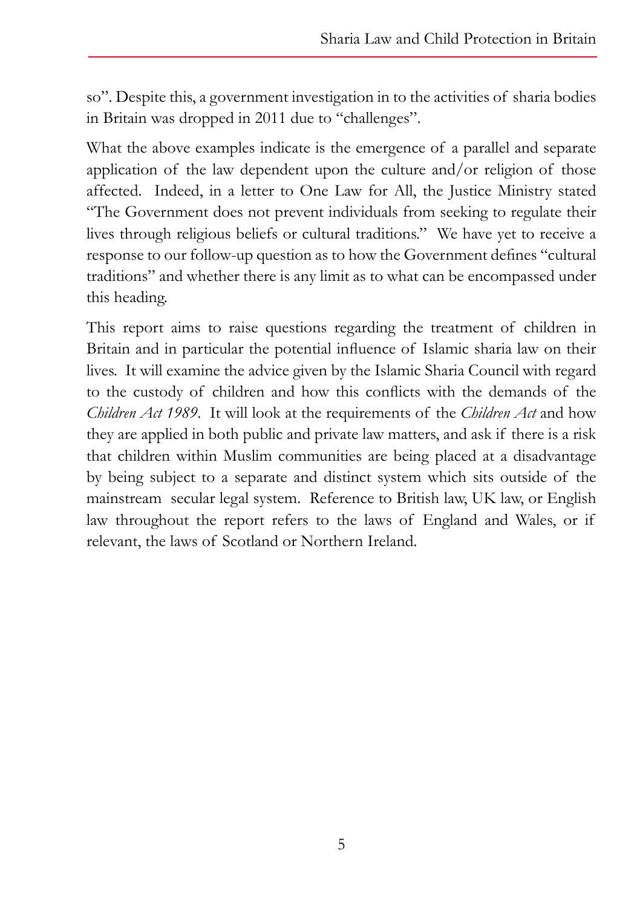so". Despite this, a government investigation in to the activities of sharia bodies in Britain was dropped in 2011 due to "challenges".

What the above examples indicate is the emergence of a parallel and separate application of the law dependent upon the culture and/or religion of those affected. Indeed, in a letter to One Law for All, the Justice Ministry stated "The Government does not prevent individuals from seeking to regulate their lives through religious beliefs or cultural traditions." We have yet to receive a response to our follow-up question as to how the Government defines "cultural traditions" and whether there is any limit as to what can be encompassed under this heading.

This report aims to raise questions regarding the treatment of children in Britain and in particular the potential influence of Islamic sharia law on their lives. It will examine the advice given by the Islamic Sharia Council with regard to the custody of children and how this conflicts with the demands of the *Children Act 1989*. It will look at the requirements of the *Children Act* and how they are applied in both public and private law matters, and ask if there is a risk that children within Muslim communities are being placed at a disadvantage by being subject to a separate and distinct system which sits outside of the mainstream secular legal system. Reference to British law, UK law, or English law throughout the report refers to the laws of England and Wales, or if relevant, the laws of Scotland or Northern Ireland.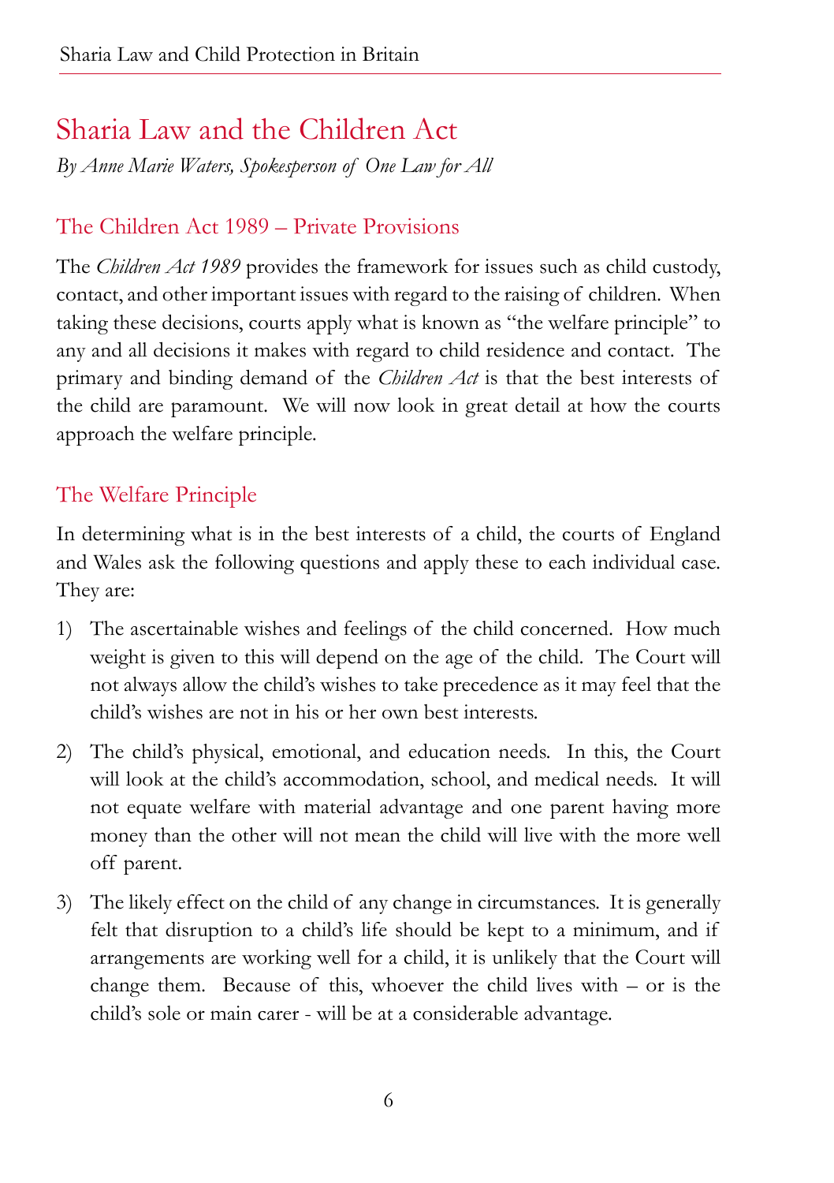# Sharia Law and the Children Act

*By Anne Marie Waters, Spokesperson of One Law for All*

## The Children Act 1989 – Private Provisions

The *Children Act 1989* provides the framework for issues such as child custody, contact, and other important issues with regard to the raising of children. When taking these decisions, courts apply what is known as "the welfare principle" to any and all decisions it makes with regard to child residence and contact. The primary and binding demand of the *Children Act* is that the best interests of the child are paramount. We will now look in great detail at how the courts approach the welfare principle.

## The Welfare Principle

In determining what is in the best interests of a child, the courts of England and Wales ask the following questions and apply these to each individual case. They are:

1) The ascertainable wishes and feelings of the child concerned. How much weight is given to this will depend on the age of the child. The Court will not always allow the child's wishes to take precedence as it may feel that the child's wishes are not in his or her own best interests.

2) The child's physical, emotional, and education needs. In this, the Court will look at the child's accommodation, school, and medical needs. It will not equate welfare with material advantage and one parent having more money than the other will not mean the child will live with the more well off parent.

3) The likely effect on the child of any change in circumstances. It is generally felt that disruption to a child's life should be kept to a minimum, and if arrangements are working well for a child, it is unlikely that the Court will change them. Because of this, whoever the child lives with – or is the child's sole or main carer - will be at a considerable advantage.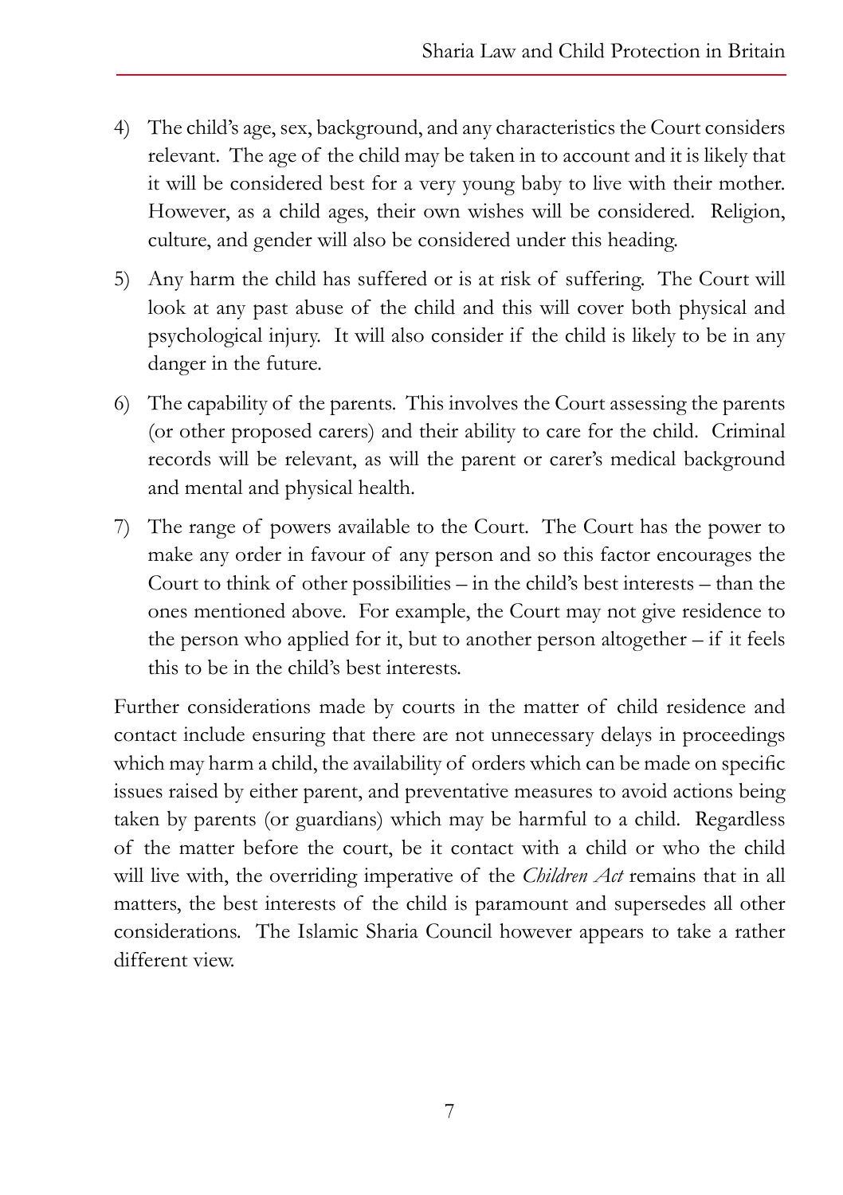4) The child's age, sex, background, and any characteristics the Court considers relevant. The age of the child may be taken in to account and it is likely that it will be considered best for a very young baby to live with their mother. However, as a child ages, their own wishes will be considered. Religion, culture, and gender will also be considered under this heading.

5) Any harm the child has suffered or is at risk of suffering. The Court will look at any past abuse of the child and this will cover both physical and psychological injury. It will also consider if the child is likely to be in any danger in the future.

6) The capability of the parents. This involves the Court assessing the parents (or other proposed carers) and their ability to care for the child. Criminal records will be relevant, as will the parent or carer's medical background and mental and physical health.

7) The range of powers available to the Court. The Court has the power to make any order in favour of any person and so this factor encourages the Court to think of other possibilities – in the child's best interests – than the ones mentioned above. For example, the Court may not give residence to the person who applied for it, but to another person altogether – if it feels this to be in the child's best interests.

Further considerations made by courts in the matter of child residence and contact include ensuring that there are not unnecessary delays in proceedings which may harm a child, the availability of orders which can be made on specific issues raised by either parent, and preventative measures to avoid actions being taken by parents (or guardians) which may be harmful to a child. Regardless of the matter before the court, be it contact with a child or who the child will live with, the overriding imperative of the *Children Act* remains that in all matters, the best interests of the child is paramount and supersedes all other considerations. The Islamic Sharia Council however appears to take a rather different view.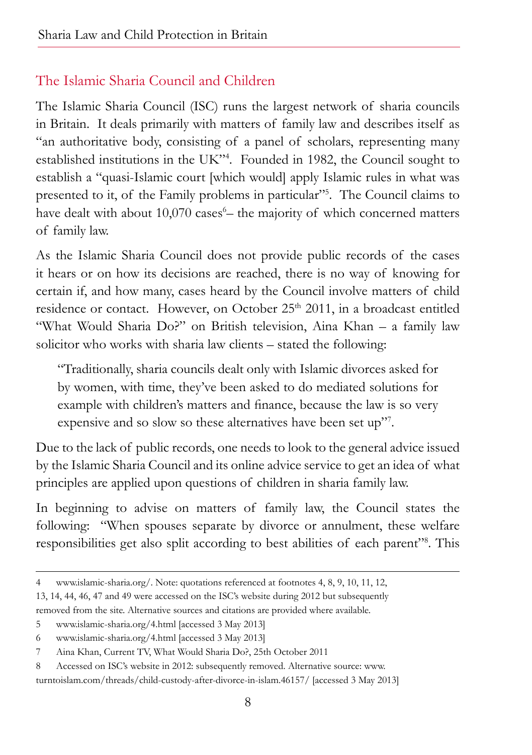## The Islamic Sharia Council and Children

The Islamic Sharia Council (ISC) runs the largest network of sharia councils in Britain. It deals primarily with matters of family law and describes itself as "an authoritative body, consisting of a panel of scholars, representing many established institutions in the UK"[4]. Founded in 1982, the Council sought to establish a "quasi-Islamic court [which would] apply Islamic rules in what was presented to it, of the Family problems in particular"[5]. The Council claims to have dealt with about 10,070 cases[6]– the majority of which concerned matters of family law.

As the Islamic Sharia Council does not provide public records of the cases it hears or on how its decisions are reached, there is no way of knowing for certain if, and how many, cases heard by the Council involve matters of child residence or contact. However, on October 25th 2011, in a broadcast entitled "What Would Sharia Do?" on British television, Aina Khan – a family law solicitor who works with sharia law clients – stated the following:

> "Traditionally, sharia councils dealt only with Islamic divorces asked for by women, with time, they've been asked to do mediated solutions for example with children's matters and finance, because the law is so very expensive and so slow so these alternatives have been set up"[7].

Due to the lack of public records, one needs to look to the general advice issued by the Islamic Sharia Council and its online advice service to get an idea of what principles are applied upon questions of children in sharia family law.

In beginning to advise on matters of family law, the Council states the following: "When spouses separate by divorce or annulment, these welfare responsibilities get also split according to best abilities of each parent"[8]. This

---

4 www.islamic-sharia.org/. Note: quotations referenced at footnotes 4, 8, 9, 10, 11, 12, 13, 14, 44, 46, 47 and 49 were accessed on the ISC's website during 2012 but subsequently removed from the site. Alternative sources and citations are provided where available.

5 www.islamic-sharia.org/4.html [accessed 3 May 2013]

6 www.islamic-sharia.org/4.html [accessed 3 May 2013]

7 Aina Khan, Current TV, What Would Sharia Do?, 25th October 2011

8 Accessed on ISC's website in 2012: subsequently removed. Alternative source: www.turntoislam.com/threads/child-custody-after-divorce-in-islam.46157/ [accessed 3 May 2013]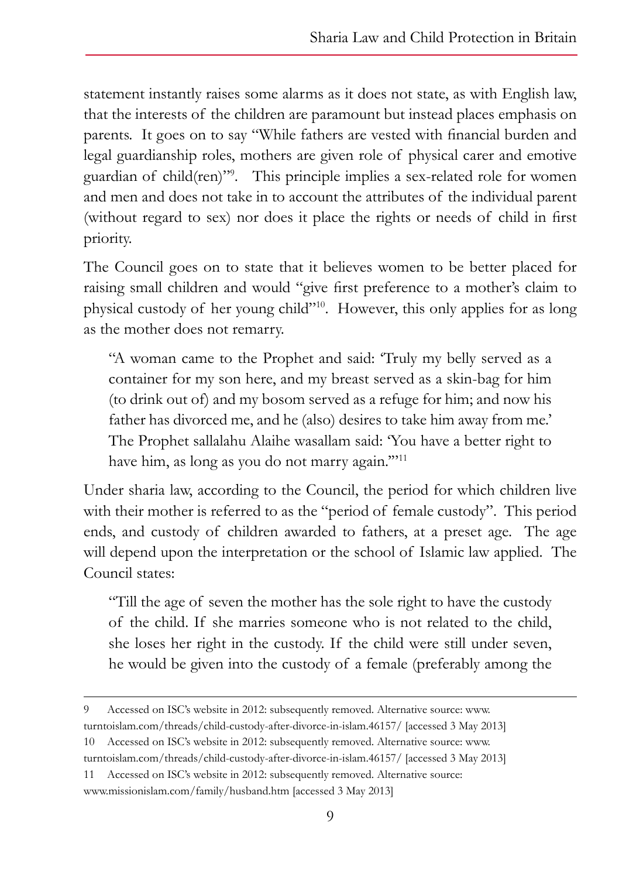statement instantly raises some alarms as it does not state, as with English law, that the interests of the children are paramount but instead places emphasis on parents. It goes on to say "While fathers are vested with financial burden and legal guardianship roles, mothers are given role of physical carer and emotive guardian of child(ren)"[9]. This principle implies a sex-related role for women and men and does not take in to account the attributes of the individual parent (without regard to sex) nor does it place the rights or needs of child in first priority.

The Council goes on to state that it believes women to be better placed for raising small children and would "give first preference to a mother's claim to physical custody of her young child"[10]. However, this only applies for as long as the mother does not remarry.

> "A woman came to the Prophet and said: 'Truly my belly served as a container for my son here, and my breast served as a skin-bag for him (to drink out of) and my bosom served as a refuge for him; and now his father has divorced me, and he (also) desires to take him away from me.' The Prophet sallalahu Alaihe wasallam said: 'You have a better right to have him, as long as you do not marry again.'"[11]

Under sharia law, according to the Council, the period for which children live with their mother is referred to as the "period of female custody". This period ends, and custody of children awarded to fathers, at a preset age. The age will depend upon the interpretation or the school of Islamic law applied. The Council states:

> "Till the age of seven the mother has the sole right to have the custody of the child. If she marries someone who is not related to the child, she loses her right in the custody. If the child were still under seven, he would be given into the custody of a female (preferably among the

---

9 Accessed on ISC's website in 2012: subsequently removed. Alternative source: www.turntoislam.com/threads/child-custody-after-divorce-in-islam.46157/ [accessed 3 May 2013]

10 Accessed on ISC's website in 2012: subsequently removed. Alternative source: www.turntoislam.com/threads/child-custody-after-divorce-in-islam.46157/ [accessed 3 May 2013]

11 Accessed on ISC's website in 2012: subsequently removed. Alternative source: www.missionislam.com/family/husband.htm [accessed 3 May 2013]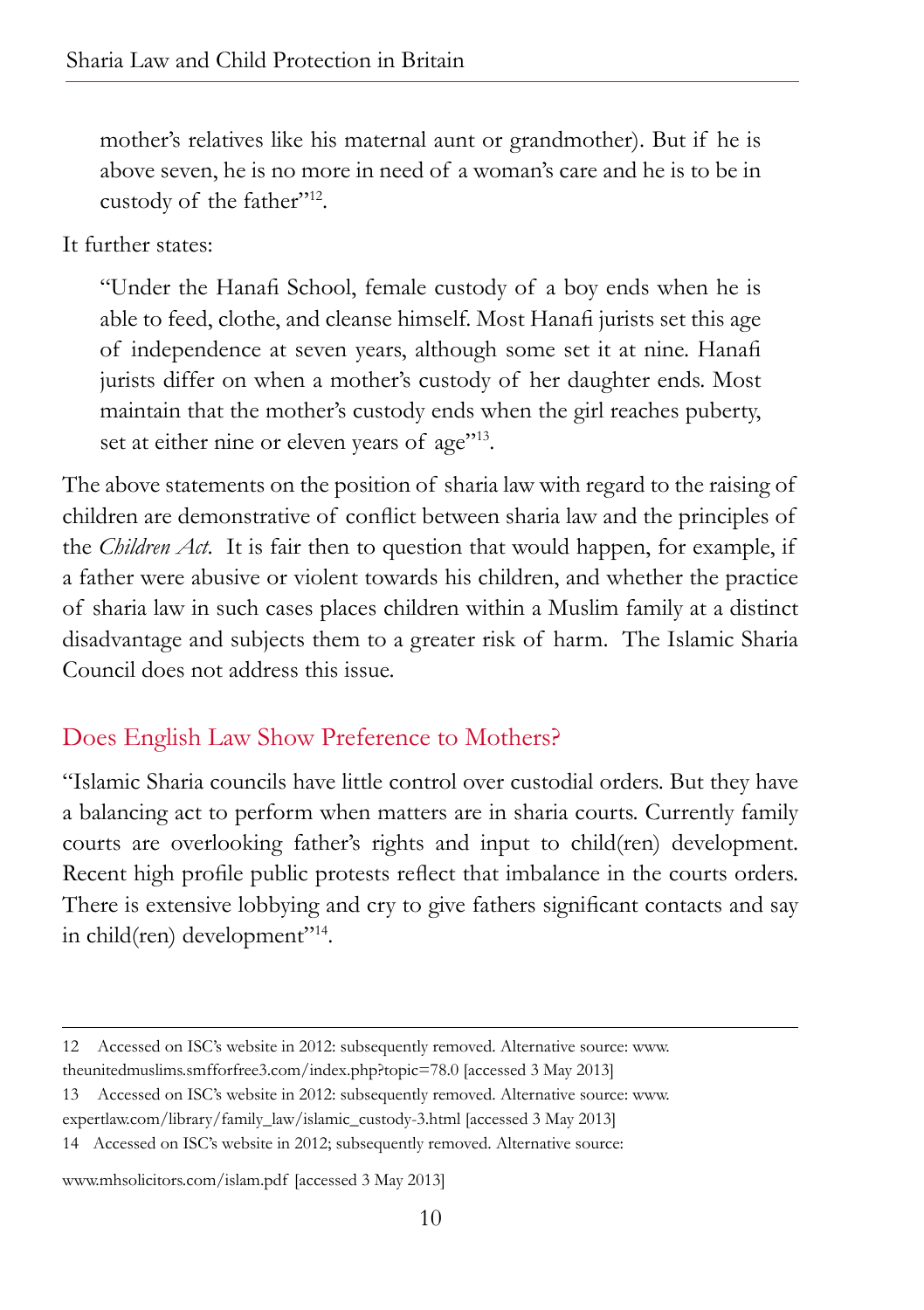> mother's relatives like his maternal aunt or grandmother). But if he is above seven, he is no more in need of a woman's care and he is to be in custody of the father"[12].

It further states:

> "Under the Hanafi School, female custody of a boy ends when he is able to feed, clothe, and cleanse himself. Most Hanafi jurists set this age of independence at seven years, although some set it at nine. Hanafi jurists differ on when a mother's custody of her daughter ends. Most maintain that the mother's custody ends when the girl reaches puberty, set at either nine or eleven years of age"[13].

The above statements on the position of sharia law with regard to the raising of children are demonstrative of conflict between sharia law and the principles of the *Children Act*. It is fair then to question that would happen, for example, if a father were abusive or violent towards his children, and whether the practice of sharia law in such cases places children within a Muslim family at a distinct disadvantage and subjects them to a greater risk of harm. The Islamic Sharia Council does not address this issue.

## Does English Law Show Preference to Mothers?

"Islamic Sharia councils have little control over custodial orders. But they have a balancing act to perform when matters are in sharia courts. Currently family courts are overlooking father's rights and input to child(ren) development. Recent high profile public protests reflect that imbalance in the courts orders. There is extensive lobbying and cry to give fathers significant contacts and say in child(ren) development"[14].

---

12 Accessed on ISC's website in 2012: subsequently removed. Alternative source: www.theunitedmuslims.smfforfree3.com/index.php?topic=78.0 [accessed 3 May 2013]

13 Accessed on ISC's website in 2012: subsequently removed. Alternative source: www.expertlaw.com/library/family_law/islamic_custody-3.html [accessed 3 May 2013]

14 Accessed on ISC's website in 2012; subsequently removed. Alternative source: www.mhsolicitors.com/islam.pdf [accessed 3 May 2013]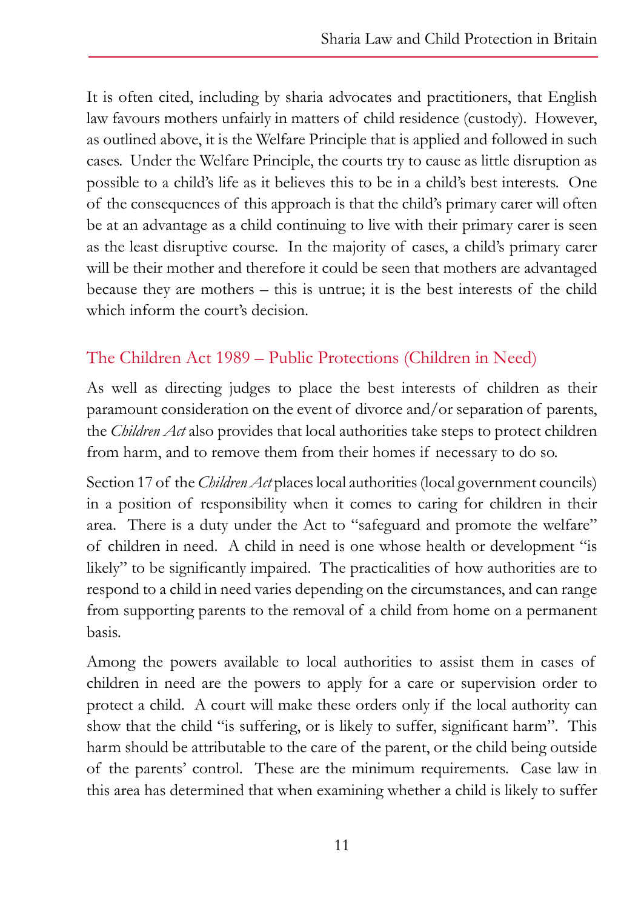It is often cited, including by sharia advocates and practitioners, that English law favours mothers unfairly in matters of child residence (custody). However, as outlined above, it is the Welfare Principle that is applied and followed in such cases. Under the Welfare Principle, the courts try to cause as little disruption as possible to a child's life as it believes this to be in a child's best interests. One of the consequences of this approach is that the child's primary carer will often be at an advantage as a child continuing to live with their primary carer is seen as the least disruptive course. In the majority of cases, a child's primary carer will be their mother and therefore it could be seen that mothers are advantaged because they are mothers – this is untrue; it is the best interests of the child which inform the court's decision.

## The Children Act 1989 – Public Protections (Children in Need)

As well as directing judges to place the best interests of children as their paramount consideration on the event of divorce and/or separation of parents, the *Children Act* also provides that local authorities take steps to protect children from harm, and to remove them from their homes if necessary to do so.

Section 17 of the *Children Act* places local authorities (local government councils) in a position of responsibility when it comes to caring for children in their area. There is a duty under the Act to "safeguard and promote the welfare" of children in need. A child in need is one whose health or development "is likely" to be significantly impaired. The practicalities of how authorities are to respond to a child in need varies depending on the circumstances, and can range from supporting parents to the removal of a child from home on a permanent basis.

Among the powers available to local authorities to assist them in cases of children in need are the powers to apply for a care or supervision order to protect a child. A court will make these orders only if the local authority can show that the child "is suffering, or is likely to suffer, significant harm". This harm should be attributable to the care of the parent, or the child being outside of the parents' control. These are the minimum requirements. Case law in this area has determined that when examining whether a child is likely to suffer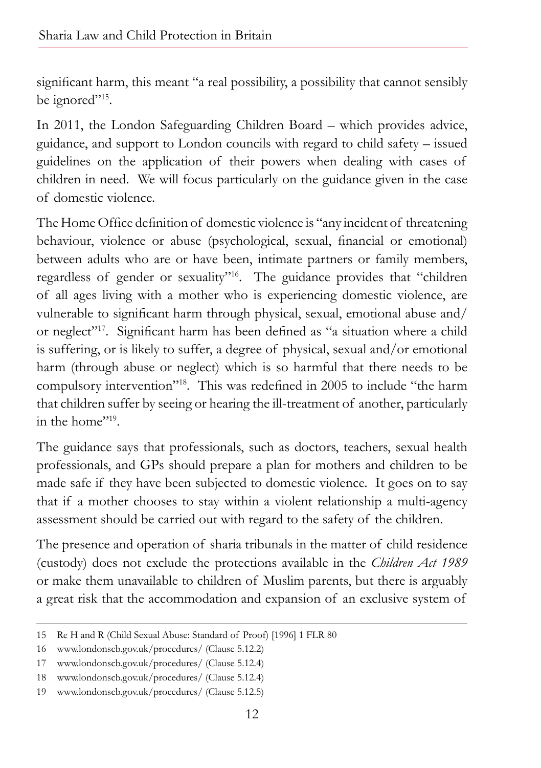significant harm, this meant "a real possibility, a possibility that cannot sensibly be ignored"[15].

In 2011, the London Safeguarding Children Board – which provides advice, guidance, and support to London councils with regard to child safety – issued guidelines on the application of their powers when dealing with cases of children in need. We will focus particularly on the guidance given in the case of domestic violence.

The Home Office definition of domestic violence is "any incident of threatening behaviour, violence or abuse (psychological, sexual, financial or emotional) between adults who are or have been, intimate partners or family members, regardless of gender or sexuality"[16]. The guidance provides that "children of all ages living with a mother who is experiencing domestic violence, are vulnerable to significant harm through physical, sexual, emotional abuse and/or neglect"[17]. Significant harm has been defined as "a situation where a child is suffering, or is likely to suffer, a degree of physical, sexual and/or emotional harm (through abuse or neglect) which is so harmful that there needs to be compulsory intervention"[18]. This was redefined in 2005 to include "the harm that children suffer by seeing or hearing the ill-treatment of another, particularly in the home"[19].

The guidance says that professionals, such as doctors, teachers, sexual health professionals, and GPs should prepare a plan for mothers and children to be made safe if they have been subjected to domestic violence. It goes on to say that if a mother chooses to stay within a violent relationship a multi-agency assessment should be carried out with regard to the safety of the children.

The presence and operation of sharia tribunals in the matter of child residence (custody) does not exclude the protections available in the *Children Act 1989* or make them unavailable to children of Muslim parents, but there is arguably a great risk that the accommodation and expansion of an exclusive system of

---

15 Re H and R (Child Sexual Abuse: Standard of Proof) [1996] 1 FLR 80

16 www.londonscb.gov.uk/procedures/ (Clause 5.12.2)

17 www.londonscb.gov.uk/procedures/ (Clause 5.12.4)

18 www.londonscb.gov.uk/procedures/ (Clause 5.12.4)

19 www.londonscb.gov.uk/procedures/ (Clause 5.12.5)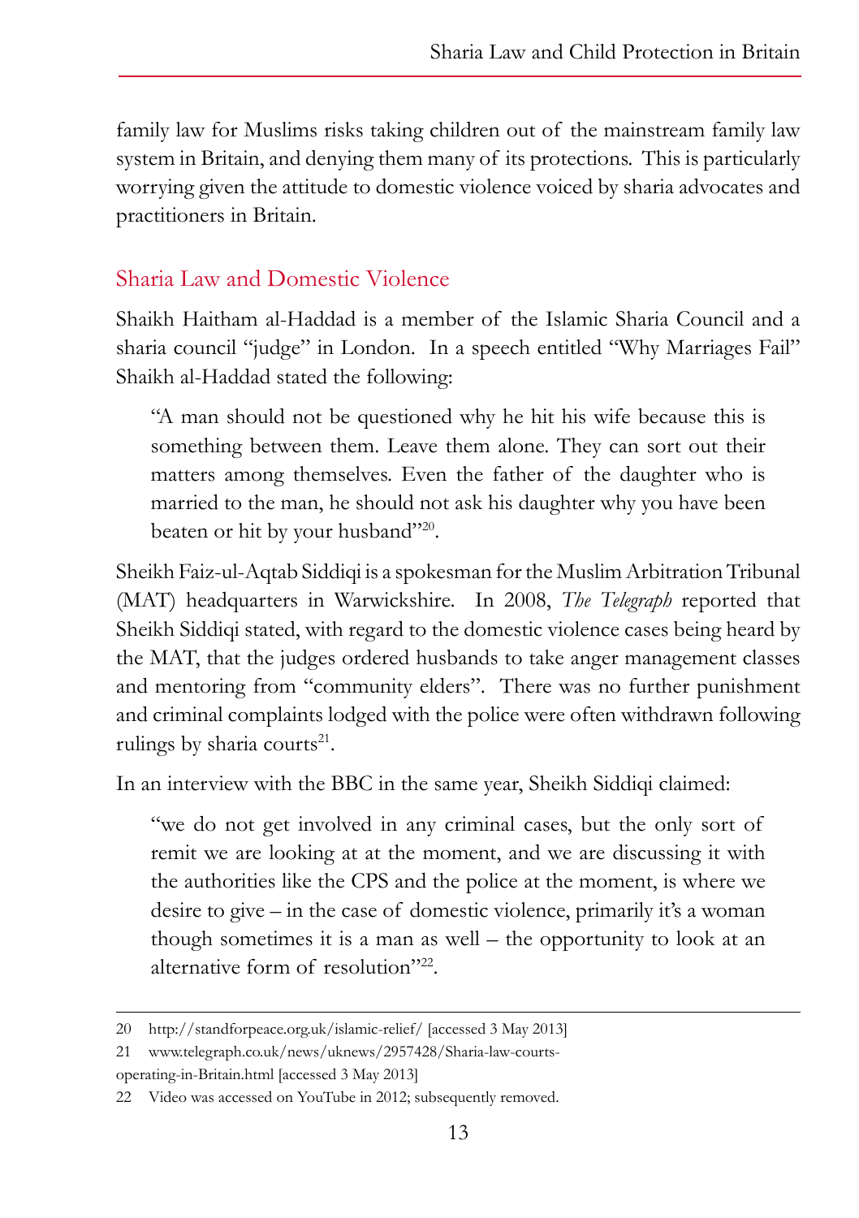family law for Muslims risks taking children out of the mainstream family law system in Britain, and denying them many of its protections. This is particularly worrying given the attitude to domestic violence voiced by sharia advocates and practitioners in Britain.

## Sharia Law and Domestic Violence

Shaikh Haitham al-Haddad is a member of the Islamic Sharia Council and a sharia council "judge" in London. In a speech entitled "Why Marriages Fail" Shaikh al-Haddad stated the following:

> "A man should not be questioned why he hit his wife because this is something between them. Leave them alone. They can sort out their matters among themselves. Even the father of the daughter who is married to the man, he should not ask his daughter why you have been beaten or hit by your husband"[20].

Sheikh Faiz-ul-Aqtab Siddiqi is a spokesman for the Muslim Arbitration Tribunal (MAT) headquarters in Warwickshire. In 2008, *The Telegraph* reported that Sheikh Siddiqi stated, with regard to the domestic violence cases being heard by the MAT, that the judges ordered husbands to take anger management classes and mentoring from "community elders". There was no further punishment and criminal complaints lodged with the police were often withdrawn following rulings by sharia courts[21].

In an interview with the BBC in the same year, Sheikh Siddiqi claimed:

> "we do not get involved in any criminal cases, but the only sort of remit we are looking at at the moment, and we are discussing it with the authorities like the CPS and the police at the moment, is where we desire to give – in the case of domestic violence, primarily it's a woman though sometimes it is a man as well – the opportunity to look at an alternative form of resolution"[22].

---

20 http://standforpeace.org.uk/islamic-relief/ [accessed 3 May 2013]

21 www.telegraph.co.uk/news/uknews/2957428/Sharia-law-courts-operating-in-Britain.html [accessed 3 May 2013]

22 Video was accessed on YouTube in 2012; subsequently removed.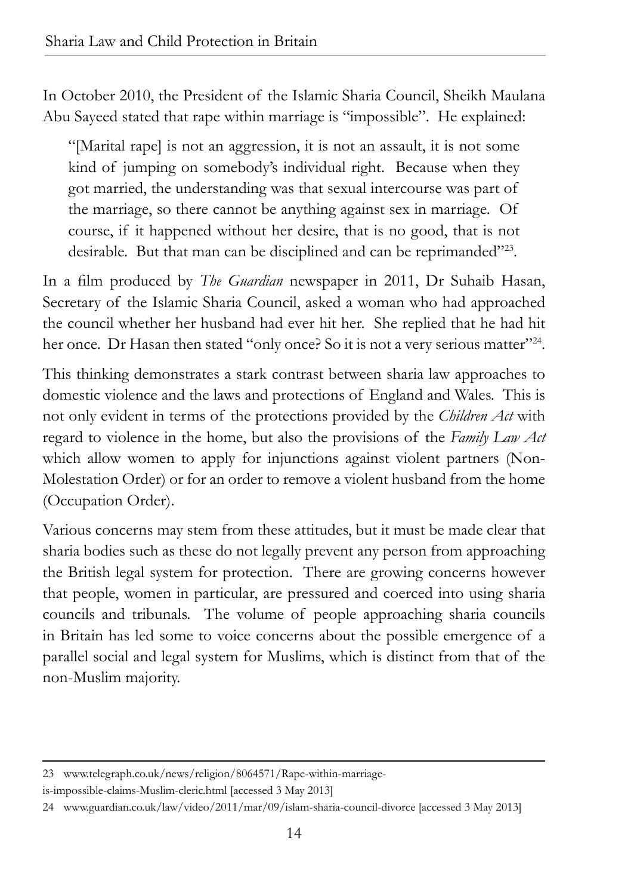In October 2010, the President of the Islamic Sharia Council, Sheikh Maulana Abu Sayeed stated that rape within marriage is "impossible". He explained:

> "[Marital rape] is not an aggression, it is not an assault, it is not some kind of jumping on somebody's individual right. Because when they got married, the understanding was that sexual intercourse was part of the marriage, so there cannot be anything against sex in marriage. Of course, if it happened without her desire, that is no good, that is not desirable. But that man can be disciplined and can be reprimanded"[23].

In a film produced by *The Guardian* newspaper in 2011, Dr Suhaib Hasan, Secretary of the Islamic Sharia Council, asked a woman who had approached the council whether her husband had ever hit her. She replied that he had hit her once. Dr Hasan then stated "only once? So it is not a very serious matter"[24].

This thinking demonstrates a stark contrast between sharia law approaches to domestic violence and the laws and protections of England and Wales. This is not only evident in terms of the protections provided by the *Children Act* with regard to violence in the home, but also the provisions of the *Family Law Act* which allow women to apply for injunctions against violent partners (Non-Molestation Order) or for an order to remove a violent husband from the home (Occupation Order).

Various concerns may stem from these attitudes, but it must be made clear that sharia bodies such as these do not legally prevent any person from approaching the British legal system for protection. There are growing concerns however that people, women in particular, are pressured and coerced into using sharia councils and tribunals. The volume of people approaching sharia councils in Britain has led some to voice concerns about the possible emergence of a parallel social and legal system for Muslims, which is distinct from that of the non-Muslim majority.

---

23 www.telegraph.co.uk/news/religion/8064571/Rape-within-marriage-is-impossible-claims-Muslim-cleric.html [accessed 3 May 2013]

24 www.guardian.co.uk/law/video/2011/mar/09/islam-sharia-council-divorce [accessed 3 May 2013]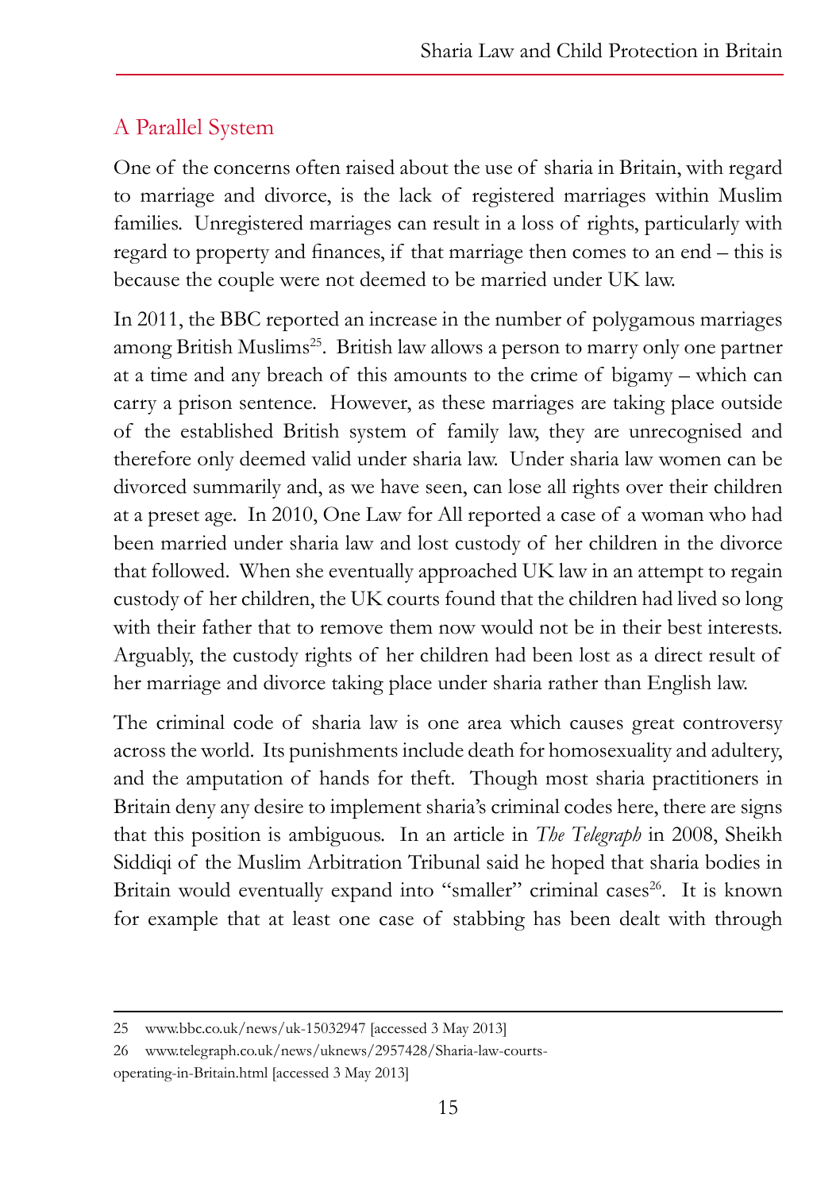## A Parallel System

One of the concerns often raised about the use of sharia in Britain, with regard to marriage and divorce, is the lack of registered marriages within Muslim families. Unregistered marriages can result in a loss of rights, particularly with regard to property and finances, if that marriage then comes to an end – this is because the couple were not deemed to be married under UK law.

In 2011, the BBC reported an increase in the number of polygamous marriages among British Muslims[25]. British law allows a person to marry only one partner at a time and any breach of this amounts to the crime of bigamy – which can carry a prison sentence. However, as these marriages are taking place outside of the established British system of family law, they are unrecognised and therefore only deemed valid under sharia law. Under sharia law women can be divorced summarily and, as we have seen, can lose all rights over their children at a preset age. In 2010, One Law for All reported a case of a woman who had been married under sharia law and lost custody of her children in the divorce that followed. When she eventually approached UK law in an attempt to regain custody of her children, the UK courts found that the children had lived so long with their father that to remove them now would not be in their best interests. Arguably, the custody rights of her children had been lost as a direct result of her marriage and divorce taking place under sharia rather than English law.

The criminal code of sharia law is one area which causes great controversy across the world. Its punishments include death for homosexuality and adultery, and the amputation of hands for theft. Though most sharia practitioners in Britain deny any desire to implement sharia's criminal codes here, there are signs that this position is ambiguous. In an article in *The Telegraph* in 2008, Sheikh Siddiqi of the Muslim Arbitration Tribunal said he hoped that sharia bodies in Britain would eventually expand into "smaller" criminal cases[26]. It is known for example that at least one case of stabbing has been dealt with through

---

25 www.bbc.co.uk/news/uk-15032947 [accessed 3 May 2013]

26 www.telegraph.co.uk/news/uknews/2957428/Sharia-law-courts-operating-in-Britain.html [accessed 3 May 2013]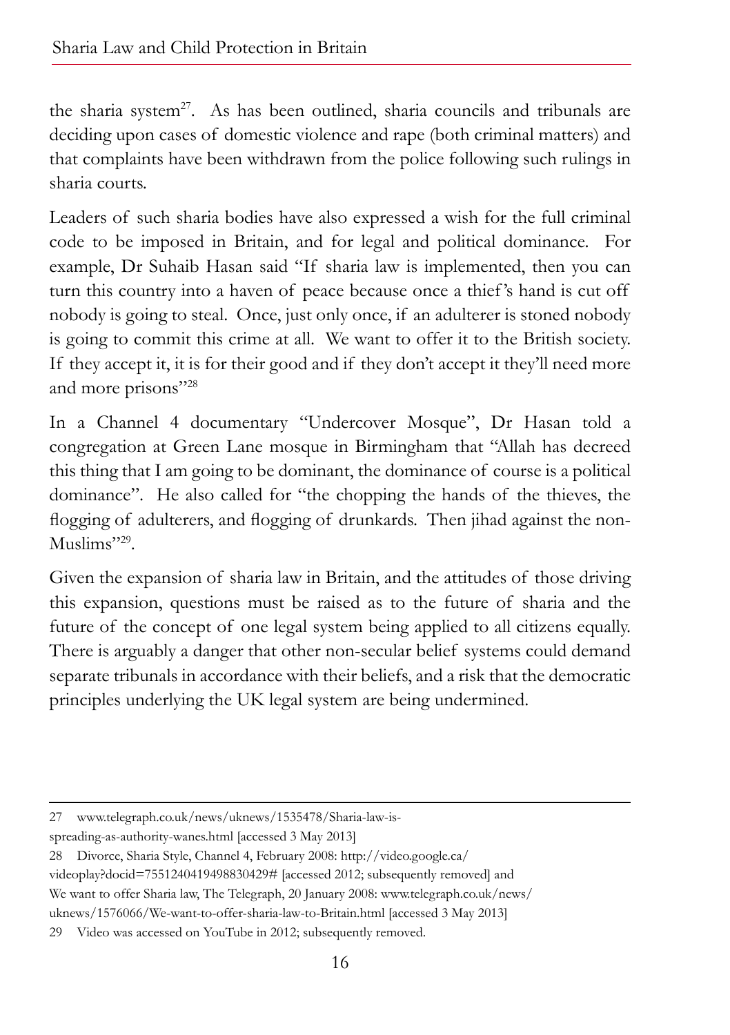the sharia system[27]. As has been outlined, sharia councils and tribunals are deciding upon cases of domestic violence and rape (both criminal matters) and that complaints have been withdrawn from the police following such rulings in sharia courts.

Leaders of such sharia bodies have also expressed a wish for the full criminal code to be imposed in Britain, and for legal and political dominance. For example, Dr Suhaib Hasan said "If sharia law is implemented, then you can turn this country into a haven of peace because once a thief's hand is cut off nobody is going to steal. Once, just only once, if an adulterer is stoned nobody is going to commit this crime at all. We want to offer it to the British society. If they accept it, it is for their good and if they don't accept it they'll need more and more prisons"[28]

In a Channel 4 documentary "Undercover Mosque", Dr Hasan told a congregation at Green Lane mosque in Birmingham that "Allah has decreed this thing that I am going to be dominant, the dominance of course is a political dominance". He also called for "the chopping the hands of the thieves, the flogging of adulterers, and flogging of drunkards. Then jihad against the non-Muslims"[29].

Given the expansion of sharia law in Britain, and the attitudes of those driving this expansion, questions must be raised as to the future of sharia and the future of the concept of one legal system being applied to all citizens equally. There is arguably a danger that other non-secular belief systems could demand separate tribunals in accordance with their beliefs, and a risk that the democratic principles underlying the UK legal system are being undermined.

---

27 www.telegraph.co.uk/news/uknews/1535478/Sharia-law-is-spreading-as-authority-wanes.html [accessed 3 May 2013]

28 Divorce, Sharia Style, Channel 4, February 2008: http://video.google.ca/videoplay?docid=7551240419498830429# [accessed 2012; subsequently removed] and We want to offer Sharia law, The Telegraph, 20 January 2008: www.telegraph.co.uk/news/uknews/1576066/We-want-to-offer-sharia-law-to-Britain.html [accessed 3 May 2013]

29 Video was accessed on YouTube in 2012; subsequently removed.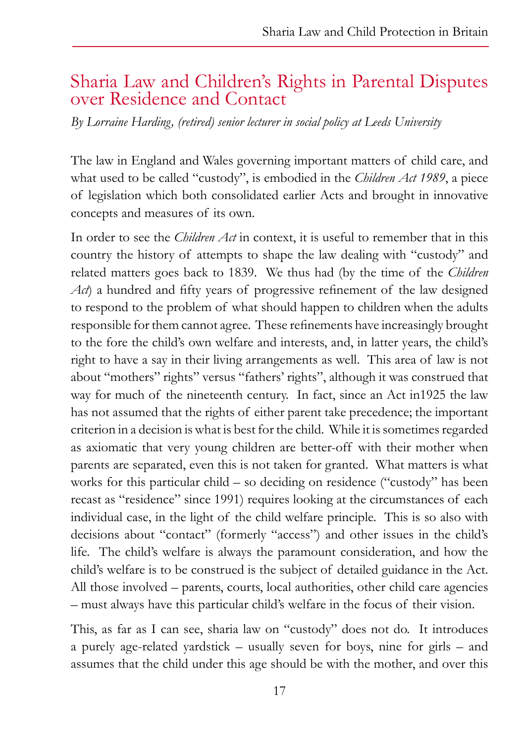## Sharia Law and Children's Rights in Parental Disputes over Residence and Contact

*By Lorraine Harding, (retired) senior lecturer in social policy at Leeds University*

The law in England and Wales governing important matters of child care, and what used to be called "custody", is embodied in the *Children Act 1989*, a piece of legislation which both consolidated earlier Acts and brought in innovative concepts and measures of its own.

In order to see the *Children Act* in context, it is useful to remember that in this country the history of attempts to shape the law dealing with "custody" and related matters goes back to 1839. We thus had (by the time of the *Children Act*) a hundred and fifty years of progressive refinement of the law designed to respond to the problem of what should happen to children when the adults responsible for them cannot agree. These refinements have increasingly brought to the fore the child's own welfare and interests, and, in latter years, the child's right to have a say in their living arrangements as well. This area of law is not about "mothers" rights" versus "fathers' rights", although it was construed that way for much of the nineteenth century. In fact, since an Act in1925 the law has not assumed that the rights of either parent take precedence; the important criterion in a decision is what is best for the child. While it is sometimes regarded as axiomatic that very young children are better-off with their mother when parents are separated, even this is not taken for granted. What matters is what works for this particular child – so deciding on residence ("custody" has been recast as "residence" since 1991) requires looking at the circumstances of each individual case, in the light of the child welfare principle. This is so also with decisions about "contact" (formerly "access") and other issues in the child's life. The child's welfare is always the paramount consideration, and how the child's welfare is to be construed is the subject of detailed guidance in the Act. All those involved – parents, courts, local authorities, other child care agencies – must always have this particular child's welfare in the focus of their vision.

This, as far as I can see, sharia law on "custody" does not do. It introduces a purely age-related yardstick – usually seven for boys, nine for girls – and assumes that the child under this age should be with the mother, and over this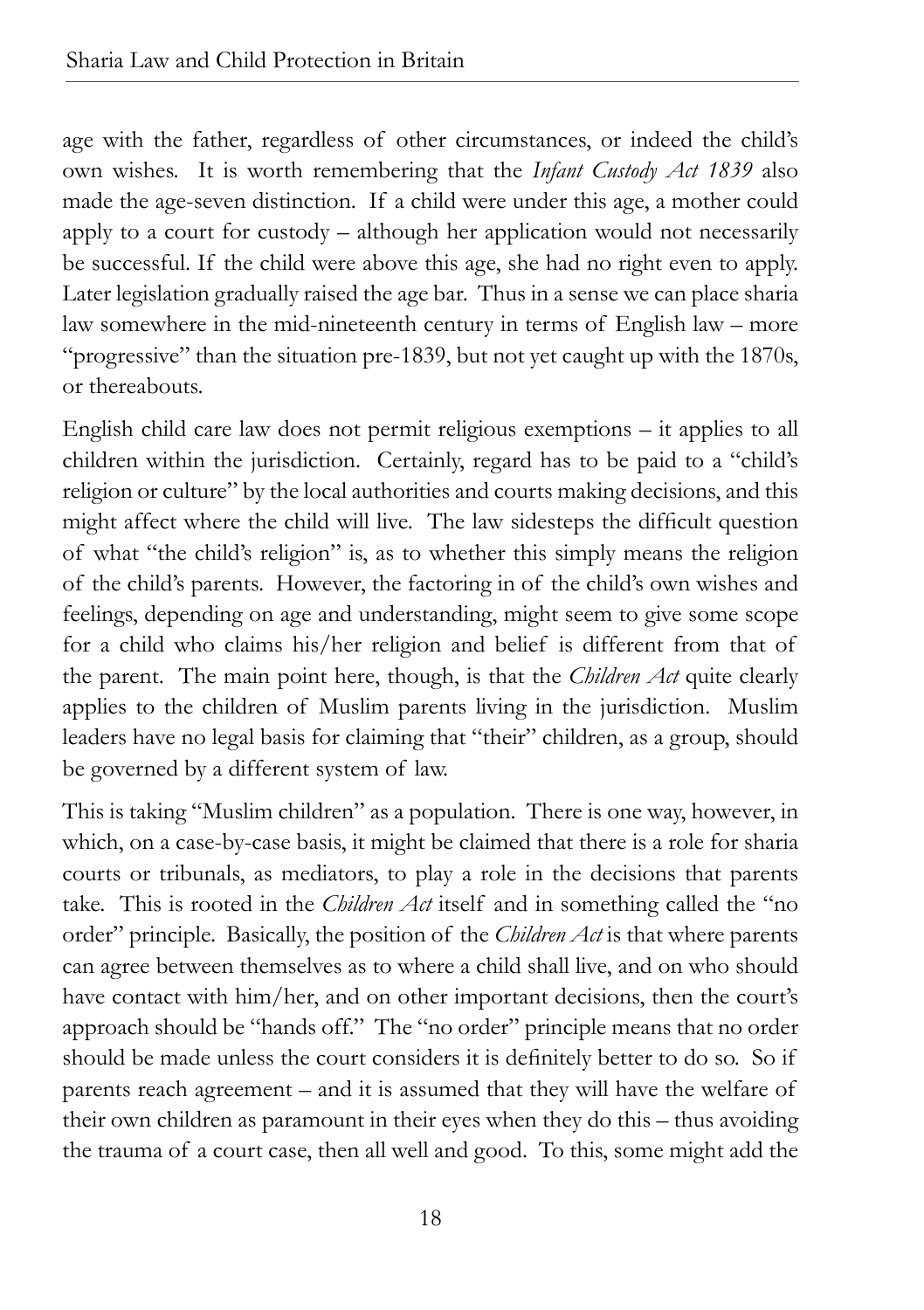age with the father, regardless of other circumstances, or indeed the child's own wishes. It is worth remembering that the *Infant Custody Act 1839* also made the age-seven distinction. If a child were under this age, a mother could apply to a court for custody – although her application would not necessarily be successful. If the child were above this age, she had no right even to apply. Later legislation gradually raised the age bar. Thus in a sense we can place sharia law somewhere in the mid-nineteenth century in terms of English law – more "progressive" than the situation pre-1839, but not yet caught up with the 1870s, or thereabouts.

English child care law does not permit religious exemptions – it applies to all children within the jurisdiction. Certainly, regard has to be paid to a "child's religion or culture" by the local authorities and courts making decisions, and this might affect where the child will live. The law sidesteps the difficult question of what "the child's religion" is, as to whether this simply means the religion of the child's parents. However, the factoring in of the child's own wishes and feelings, depending on age and understanding, might seem to give some scope for a child who claims his/her religion and belief is different from that of the parent. The main point here, though, is that the *Children Act* quite clearly applies to the children of Muslim parents living in the jurisdiction. Muslim leaders have no legal basis for claiming that "their" children, as a group, should be governed by a different system of law.

This is taking "Muslim children" as a population. There is one way, however, in which, on a case-by-case basis, it might be claimed that there is a role for sharia courts or tribunals, as mediators, to play a role in the decisions that parents take. This is rooted in the *Children Act* itself and in something called the "no order" principle. Basically, the position of the *Children Act* is that where parents can agree between themselves as to where a child shall live, and on who should have contact with him/her, and on other important decisions, then the court's approach should be "hands off." The "no order" principle means that no order should be made unless the court considers it is definitely better to do so. So if parents reach agreement – and it is assumed that they will have the welfare of their own children as paramount in their eyes when they do this – thus avoiding the trauma of a court case, then all well and good. To this, some might add the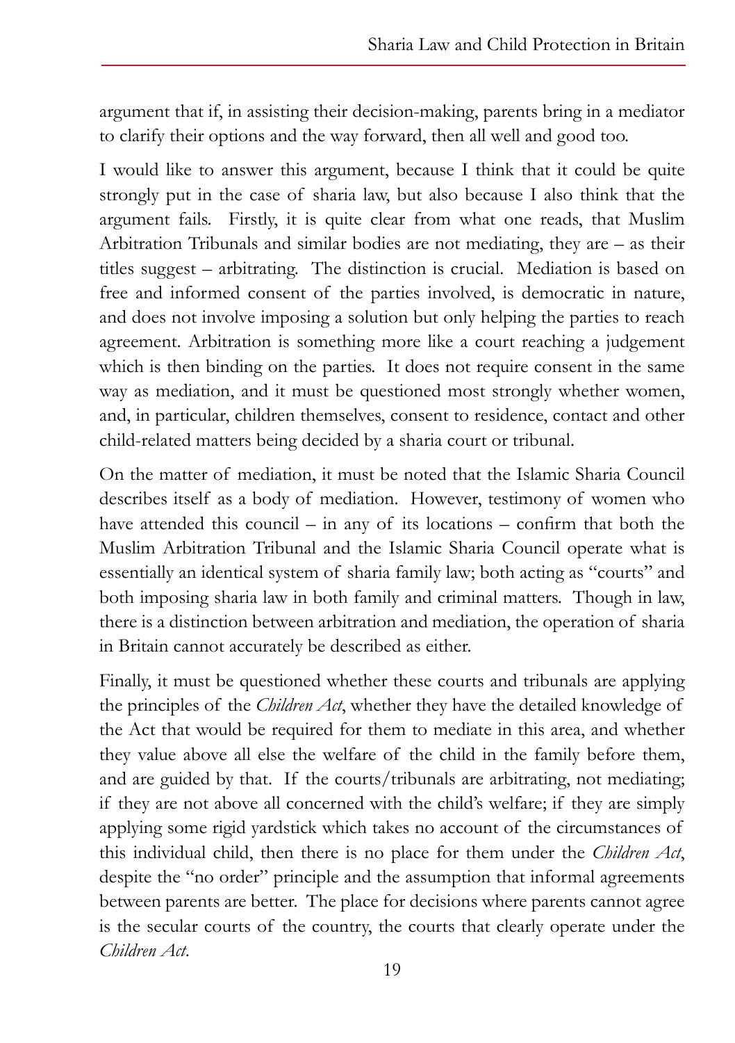argument that if, in assisting their decision-making, parents bring in a mediator to clarify their options and the way forward, then all well and good too.

I would like to answer this argument, because I think that it could be quite strongly put in the case of sharia law, but also because I also think that the argument fails. Firstly, it is quite clear from what one reads, that Muslim Arbitration Tribunals and similar bodies are not mediating, they are – as their titles suggest – arbitrating. The distinction is crucial. Mediation is based on free and informed consent of the parties involved, is democratic in nature, and does not involve imposing a solution but only helping the parties to reach agreement. Arbitration is something more like a court reaching a judgement which is then binding on the parties. It does not require consent in the same way as mediation, and it must be questioned most strongly whether women, and, in particular, children themselves, consent to residence, contact and other child-related matters being decided by a sharia court or tribunal.

On the matter of mediation, it must be noted that the Islamic Sharia Council describes itself as a body of mediation. However, testimony of women who have attended this council – in any of its locations – confirm that both the Muslim Arbitration Tribunal and the Islamic Sharia Council operate what is essentially an identical system of sharia family law; both acting as "courts" and both imposing sharia law in both family and criminal matters. Though in law, there is a distinction between arbitration and mediation, the operation of sharia in Britain cannot accurately be described as either.

Finally, it must be questioned whether these courts and tribunals are applying the principles of the *Children Act*, whether they have the detailed knowledge of the Act that would be required for them to mediate in this area, and whether they value above all else the welfare of the child in the family before them, and are guided by that. If the courts/tribunals are arbitrating, not mediating; if they are not above all concerned with the child's welfare; if they are simply applying some rigid yardstick which takes no account of the circumstances of this individual child, then there is no place for them under the *Children Act*, despite the "no order" principle and the assumption that informal agreements between parents are better. The place for decisions where parents cannot agree is the secular courts of the country, the courts that clearly operate under the *Children Act*.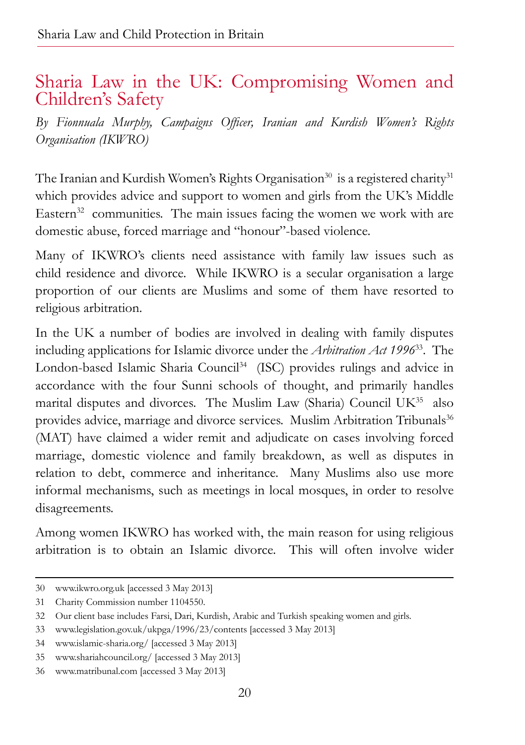## Sharia Law in the UK: Compromising Women and Children's Safety

*By Fionnuala Murphy, Campaigns Officer, Iranian and Kurdish Women's Rights Organisation (IKWRO)*

The Iranian and Kurdish Women's Rights Organisation[30] is a registered charity[31] which provides advice and support to women and girls from the UK's Middle Eastern[32] communities. The main issues facing the women we work with are domestic abuse, forced marriage and "honour"-based violence.

Many of IKWRO's clients need assistance with family law issues such as child residence and divorce. While IKWRO is a secular organisation a large proportion of our clients are Muslims and some of them have resorted to religious arbitration.

In the UK a number of bodies are involved in dealing with family disputes including applications for Islamic divorce under the *Arbitration Act 1996*[33]. The London-based Islamic Sharia Council[34] (ISC) provides rulings and advice in accordance with the four Sunni schools of thought, and primarily handles marital disputes and divorces. The Muslim Law (Sharia) Council UK[35] also provides advice, marriage and divorce services. Muslim Arbitration Tribunals[36] (MAT) have claimed a wider remit and adjudicate on cases involving forced marriage, domestic violence and family breakdown, as well as disputes in relation to debt, commerce and inheritance. Many Muslims also use more informal mechanisms, such as meetings in local mosques, in order to resolve disagreements.

Among women IKWRO has worked with, the main reason for using religious arbitration is to obtain an Islamic divorce. This will often involve wider

---

30 www.ikwro.org.uk [accessed 3 May 2013]

31 Charity Commission number 1104550.

32 Our client base includes Farsi, Dari, Kurdish, Arabic and Turkish speaking women and girls.

33 www.legislation.gov.uk/ukpga/1996/23/contents [accessed 3 May 2013]

34 www.islamic-sharia.org/ [accessed 3 May 2013]

35 www.shariahcouncil.org/ [accessed 3 May 2013]

36 www.matribunal.com [accessed 3 May 2013]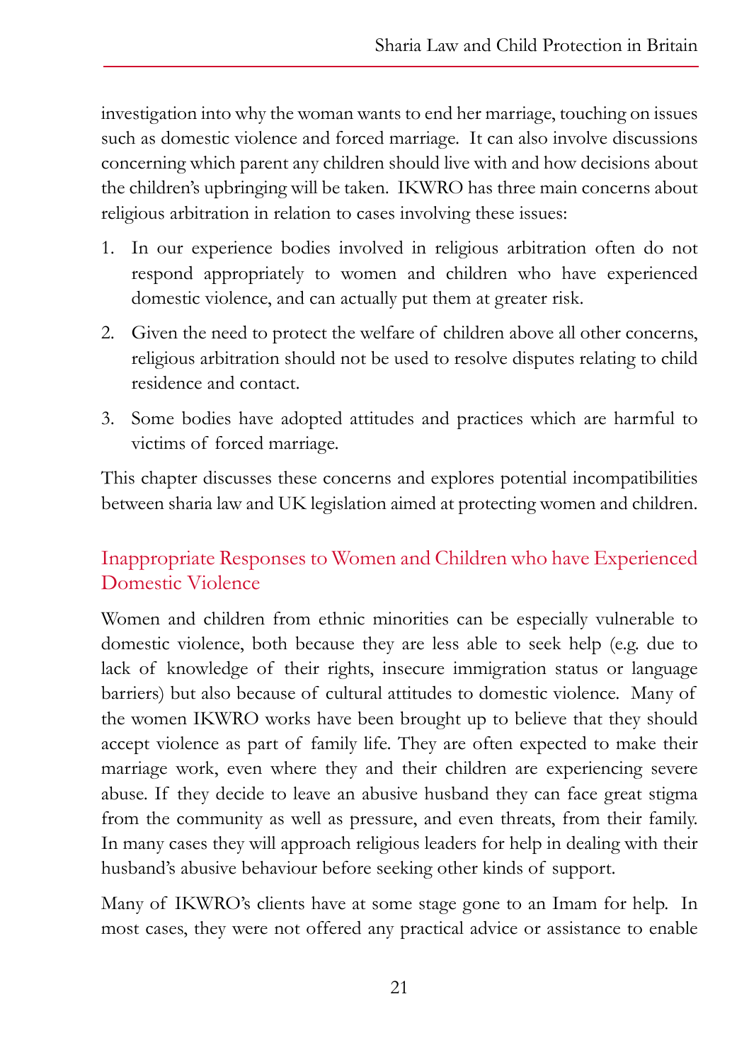investigation into why the woman wants to end her marriage, touching on issues such as domestic violence and forced marriage. It can also involve discussions concerning which parent any children should live with and how decisions about the children's upbringing will be taken. IKWRO has three main concerns about religious arbitration in relation to cases involving these issues:

1. In our experience bodies involved in religious arbitration often do not respond appropriately to women and children who have experienced domestic violence, and can actually put them at greater risk.
2. Given the need to protect the welfare of children above all other concerns, religious arbitration should not be used to resolve disputes relating to child residence and contact.
3. Some bodies have adopted attitudes and practices which are harmful to victims of forced marriage.

This chapter discusses these concerns and explores potential incompatibilities between sharia law and UK legislation aimed at protecting women and children.

## Inappropriate Responses to Women and Children who have Experienced Domestic Violence

Women and children from ethnic minorities can be especially vulnerable to domestic violence, both because they are less able to seek help (e.g. due to lack of knowledge of their rights, insecure immigration status or language barriers) but also because of cultural attitudes to domestic violence. Many of the women IKWRO works have been brought up to believe that they should accept violence as part of family life. They are often expected to make their marriage work, even where they and their children are experiencing severe abuse. If they decide to leave an abusive husband they can face great stigma from the community as well as pressure, and even threats, from their family. In many cases they will approach religious leaders for help in dealing with their husband's abusive behaviour before seeking other kinds of support.

Many of IKWRO's clients have at some stage gone to an Imam for help. In most cases, they were not offered any practical advice or assistance to enable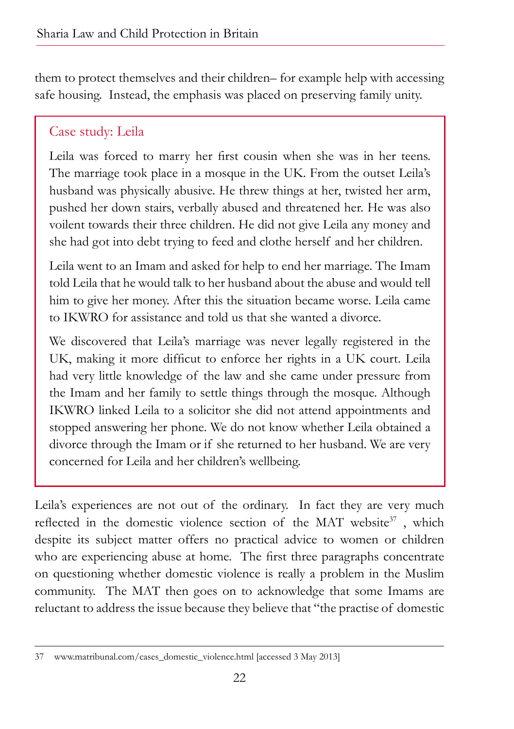them to protect themselves and their children– for example help with accessing safe housing. Instead, the emphasis was placed on preserving family unity.

### Case study: Leila

Leila was forced to marry her first cousin when she was in her teens. The marriage took place in a mosque in the UK. From the outset Leila's husband was physically abusive. He threw things at her, twisted her arm, pushed her down stairs, verbally abused and threatened her. He was also voilent towards their three children. He did not give Leila any money and she had got into debt trying to feed and clothe herself and her children.

Leila went to an Imam and asked for help to end her marriage. The Imam told Leila that he would talk to her husband about the abuse and would tell him to give her money. After this the situation became worse. Leila came to IKWRO for assistance and told us that she wanted a divorce.

We discovered that Leila's marriage was never legally registered in the UK, making it more difficut to enforce her rights in a UK court. Leila had very little knowledge of the law and she came under pressure from the Imam and her family to settle things through the mosque. Although IKWRO linked Leila to a solicitor she did not attend appointments and stopped answering her phone. We do not know whether Leila obtained a divorce through the Imam or if she returned to her husband. We are very concerned for Leila and her children's wellbeing.

Leila's experiences are not out of the ordinary. In fact they are very much reflected in the domestic violence section of the MAT website[37] , which despite its subject matter offers no practical advice to women or children who are experiencing abuse at home. The first three paragraphs concentrate on questioning whether domestic violence is really a problem in the Muslim community. The MAT then goes on to acknowledge that some Imams are reluctant to address the issue because they believe that "the practise of domestic

37 www.matribunal.com/cases_domestic_violence.html [accessed 3 May 2013]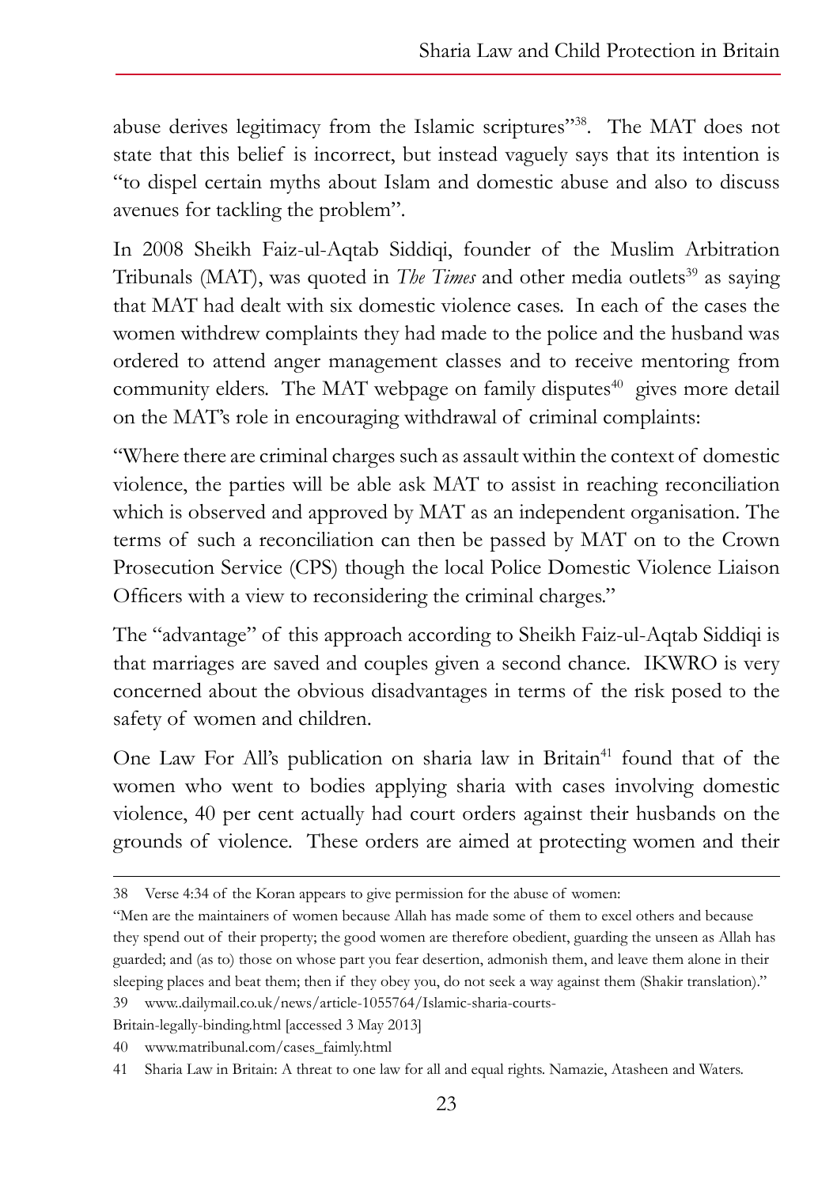abuse derives legitimacy from the Islamic scriptures"[38]. The MAT does not state that this belief is incorrect, but instead vaguely says that its intention is "to dispel certain myths about Islam and domestic abuse and also to discuss avenues for tackling the problem".

In 2008 Sheikh Faiz-ul-Aqtab Siddiqi, founder of the Muslim Arbitration Tribunals (MAT), was quoted in *The Times* and other media outlets[39] as saying that MAT had dealt with six domestic violence cases. In each of the cases the women withdrew complaints they had made to the police and the husband was ordered to attend anger management classes and to receive mentoring from community elders. The MAT webpage on family disputes[40] gives more detail on the MAT's role in encouraging withdrawal of criminal complaints:

"Where there are criminal charges such as assault within the context of domestic violence, the parties will be able ask MAT to assist in reaching reconciliation which is observed and approved by MAT as an independent organisation. The terms of such a reconciliation can then be passed by MAT on to the Crown Prosecution Service (CPS) though the local Police Domestic Violence Liaison Officers with a view to reconsidering the criminal charges."

The "advantage" of this approach according to Sheikh Faiz-ul-Aqtab Siddiqi is that marriages are saved and couples given a second chance. IKWRO is very concerned about the obvious disadvantages in terms of the risk posed to the safety of women and children.

One Law For All's publication on sharia law in Britain[41] found that of the women who went to bodies applying sharia with cases involving domestic violence, 40 per cent actually had court orders against their husbands on the grounds of violence. These orders are aimed at protecting women and their

---

38 Verse 4:34 of the Koran appears to give permission for the abuse of women:

"Men are the maintainers of women because Allah has made some of them to excel others and because they spend out of their property; the good women are therefore obedient, guarding the unseen as Allah has guarded; and (as to) those on whose part you fear desertion, admonish them, and leave them alone in their sleeping places and beat them; then if they obey you, do not seek a way against them (Shakir translation)."

39 www..dailymail.co.uk/news/article-1055764/Islamic-sharia-courts-Britain-legally-binding.html [accessed 3 May 2013]

40 www.matribunal.com/cases_faimly.html

41 Sharia Law in Britain: A threat to one law for all and equal rights. Namazie, Atasheen and Waters.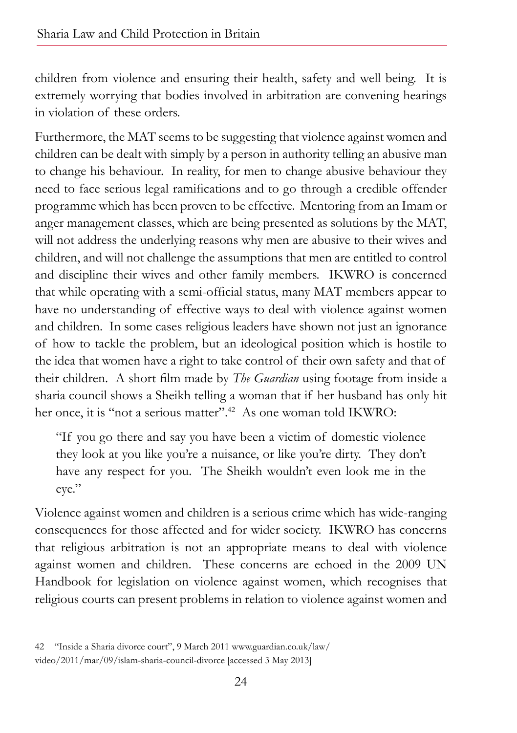children from violence and ensuring their health, safety and well being. It is extremely worrying that bodies involved in arbitration are convening hearings in violation of these orders.

Furthermore, the MAT seems to be suggesting that violence against women and children can be dealt with simply by a person in authority telling an abusive man to change his behaviour. In reality, for men to change abusive behaviour they need to face serious legal ramifications and to go through a credible offender programme which has been proven to be effective. Mentoring from an Imam or anger management classes, which are being presented as solutions by the MAT, will not address the underlying reasons why men are abusive to their wives and children, and will not challenge the assumptions that men are entitled to control and discipline their wives and other family members. IKWRO is concerned that while operating with a semi-official status, many MAT members appear to have no understanding of effective ways to deal with violence against women and children. In some cases religious leaders have shown not just an ignorance of how to tackle the problem, but an ideological position which is hostile to the idea that women have a right to take control of their own safety and that of their children. A short film made by *The Guardian* using footage from inside a sharia council shows a Sheikh telling a woman that if her husband has only hit her once, it is "not a serious matter".[42] As one woman told IKWRO:

> "If you go there and say you have been a victim of domestic violence they look at you like you're a nuisance, or like you're dirty. They don't have any respect for you. The Sheikh wouldn't even look me in the eye."

Violence against women and children is a serious crime which has wide-ranging consequences for those affected and for wider society. IKWRO has concerns that religious arbitration is not an appropriate means to deal with violence against women and children. These concerns are echoed in the 2009 UN Handbook for legislation on violence against women, which recognises that religious courts can present problems in relation to violence against women and

---

42 "Inside a Sharia divorce court", 9 March 2011 www.guardian.co.uk/law/video/2011/mar/09/islam-sharia-council-divorce [accessed 3 May 2013]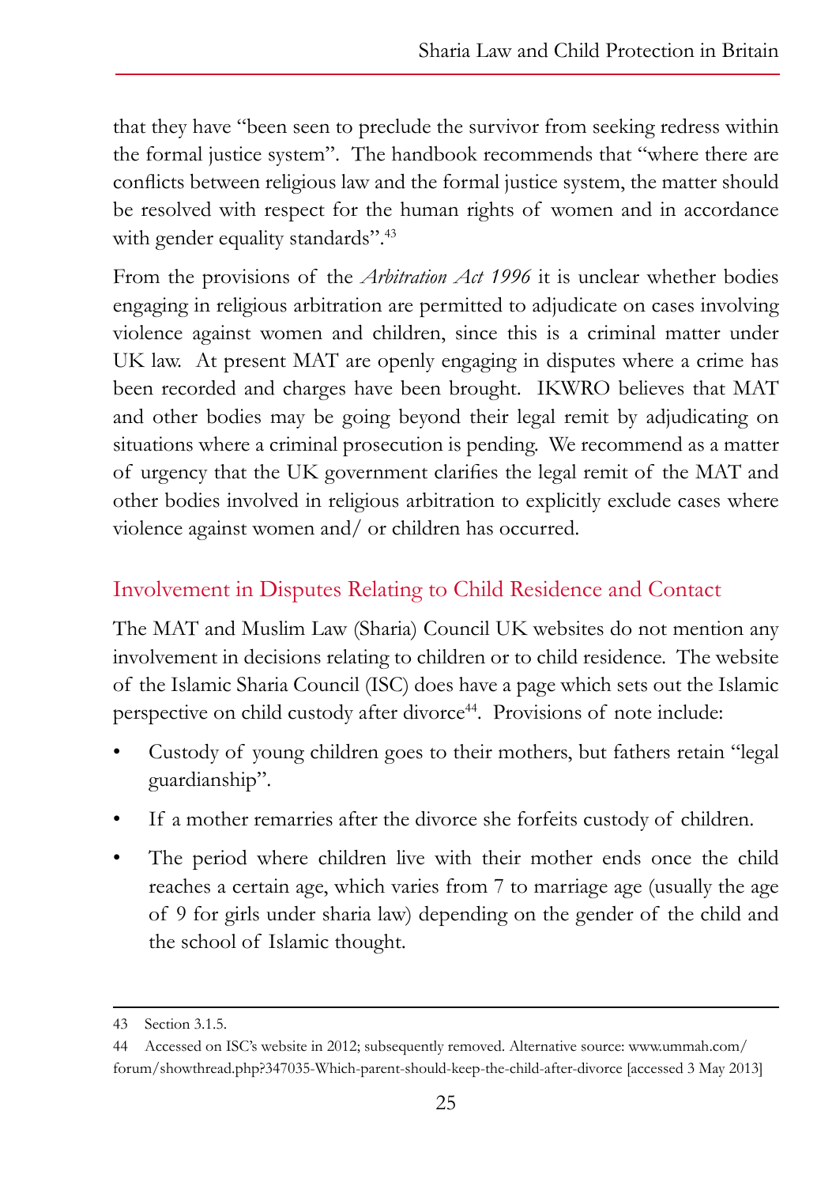that they have "been seen to preclude the survivor from seeking redress within the formal justice system". The handbook recommends that "where there are conflicts between religious law and the formal justice system, the matter should be resolved with respect for the human rights of women and in accordance with gender equality standards".[43]

From the provisions of the *Arbitration Act 1996* it is unclear whether bodies engaging in religious arbitration are permitted to adjudicate on cases involving violence against women and children, since this is a criminal matter under UK law. At present MAT are openly engaging in disputes where a crime has been recorded and charges have been brought. IKWRO believes that MAT and other bodies may be going beyond their legal remit by adjudicating on situations where a criminal prosecution is pending. We recommend as a matter of urgency that the UK government clarifies the legal remit of the MAT and other bodies involved in religious arbitration to explicitly exclude cases where violence against women and/ or children has occurred.

## Involvement in Disputes Relating to Child Residence and Contact

The MAT and Muslim Law (Sharia) Council UK websites do not mention any involvement in decisions relating to children or to child residence. The website of the Islamic Sharia Council (ISC) does have a page which sets out the Islamic perspective on child custody after divorce[44]. Provisions of note include:

- Custody of young children goes to their mothers, but fathers retain "legal guardianship".
- If a mother remarries after the divorce she forfeits custody of children.
- The period where children live with their mother ends once the child reaches a certain age, which varies from 7 to marriage age (usually the age of 9 for girls under sharia law) depending on the gender of the child and the school of Islamic thought.

---

43 Section 3.1.5.

44 Accessed on ISC's website in 2012; subsequently removed. Alternative source: www.ummah.com/forum/showthread.php?347035-Which-parent-should-keep-the-child-after-divorce [accessed 3 May 2013]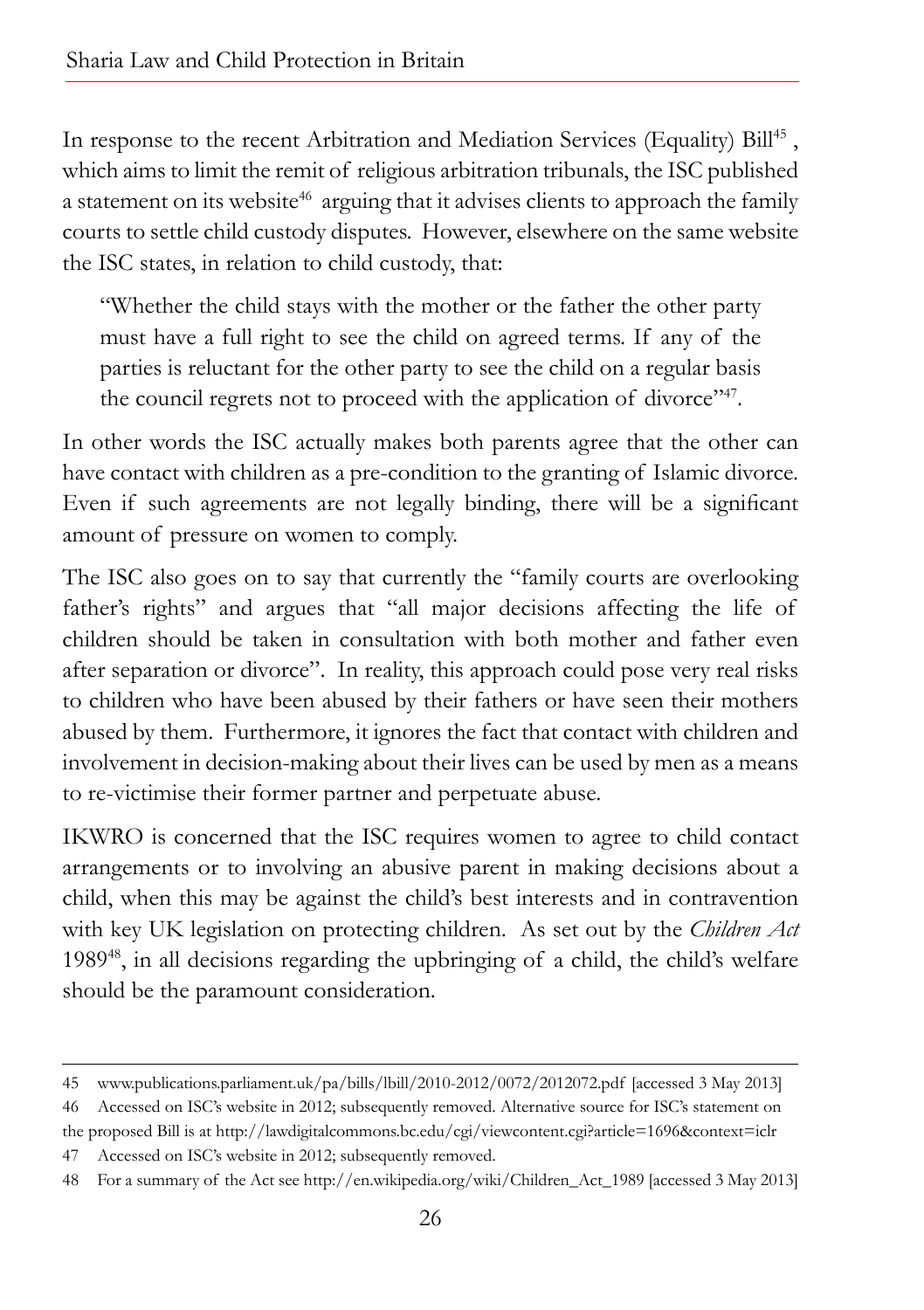In response to the recent Arbitration and Mediation Services (Equality) Bill[45] , which aims to limit the remit of religious arbitration tribunals, the ISC published a statement on its website[46] arguing that it advises clients to approach the family courts to settle child custody disputes. However, elsewhere on the same website the ISC states, in relation to child custody, that:

> "Whether the child stays with the mother or the father the other party must have a full right to see the child on agreed terms. If any of the parties is reluctant for the other party to see the child on a regular basis the council regrets not to proceed with the application of divorce"[47].

In other words the ISC actually makes both parents agree that the other can have contact with children as a pre-condition to the granting of Islamic divorce. Even if such agreements are not legally binding, there will be a significant amount of pressure on women to comply.

The ISC also goes on to say that currently the "family courts are overlooking father's rights" and argues that "all major decisions affecting the life of children should be taken in consultation with both mother and father even after separation or divorce". In reality, this approach could pose very real risks to children who have been abused by their fathers or have seen their mothers abused by them. Furthermore, it ignores the fact that contact with children and involvement in decision-making about their lives can be used by men as a means to re-victimise their former partner and perpetuate abuse.

IKWRO is concerned that the ISC requires women to agree to child contact arrangements or to involving an abusive parent in making decisions about a child, when this may be against the child's best interests and in contravention with key UK legislation on protecting children. As set out by the *Children Act* 1989[48], in all decisions regarding the upbringing of a child, the child's welfare should be the paramount consideration.

---

45 www.publications.parliament.uk/pa/bills/lbill/2010-2012/0072/2012072.pdf [accessed 3 May 2013]

46 Accessed on ISC's website in 2012; subsequently removed. Alternative source for ISC's statement on the proposed Bill is at http://lawdigitalcommons.bc.edu/cgi/viewcontent.cgi?article=1696&context=iclr

47 Accessed on ISC's website in 2012; subsequently removed.

48 For a summary of the Act see http://en.wikipedia.org/wiki/Children_Act_1989 [accessed 3 May 2013]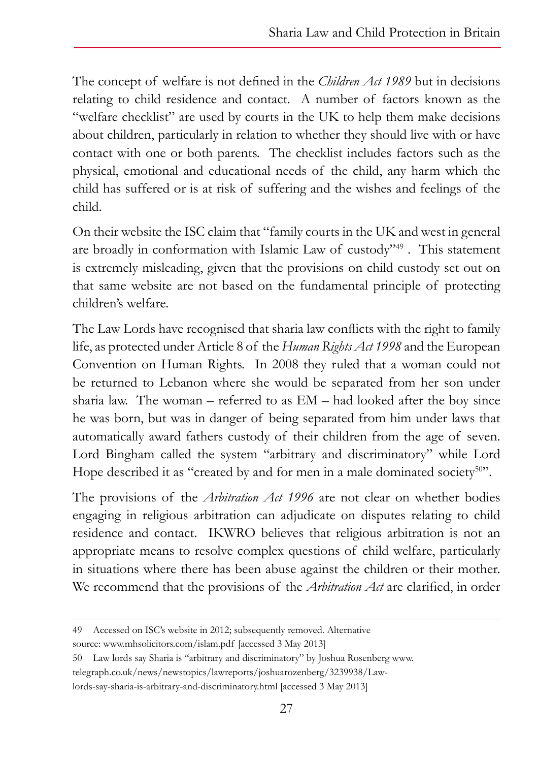The concept of welfare is not defined in the *Children Act 1989* but in decisions relating to child residence and contact. A number of factors known as the "welfare checklist" are used by courts in the UK to help them make decisions about children, particularly in relation to whether they should live with or have contact with one or both parents. The checklist includes factors such as the physical, emotional and educational needs of the child, any harm which the child has suffered or is at risk of suffering and the wishes and feelings of the child.

On their website the ISC claim that "family courts in the UK and west in general are broadly in conformation with Islamic Law of custody"[49] . This statement is extremely misleading, given that the provisions on child custody set out on that same website are not based on the fundamental principle of protecting children's welfare.

The Law Lords have recognised that sharia law conflicts with the right to family life, as protected under Article 8 of the *Human Rights Act 1998* and the European Convention on Human Rights. In 2008 they ruled that a woman could not be returned to Lebanon where she would be separated from her son under sharia law. The woman – referred to as EM – had looked after the boy since he was born, but was in danger of being separated from him under laws that automatically award fathers custody of their children from the age of seven. Lord Bingham called the system "arbitrary and discriminatory" while Lord Hope described it as "created by and for men in a male dominated society[50]".

The provisions of the *Arbitration Act 1996* are not clear on whether bodies engaging in religious arbitration can adjudicate on disputes relating to child residence and contact. IKWRO believes that religious arbitration is not an appropriate means to resolve complex questions of child welfare, particularly in situations where there has been abuse against the children or their mother. We recommend that the provisions of the *Arbitration Act* are clarified, in order

---

49 Accessed on ISC's website in 2012; subsequently removed. Alternative source: www.mhsolicitors.com/islam.pdf [accessed 3 May 2013]

50 Law lords say Sharia is "arbitrary and discriminatory" by Joshua Rosenberg www.telegraph.co.uk/news/newstopics/lawreports/joshuarozenberg/3239938/Law-lords-say-sharia-is-arbitrary-and-discriminatory.html [accessed 3 May 2013]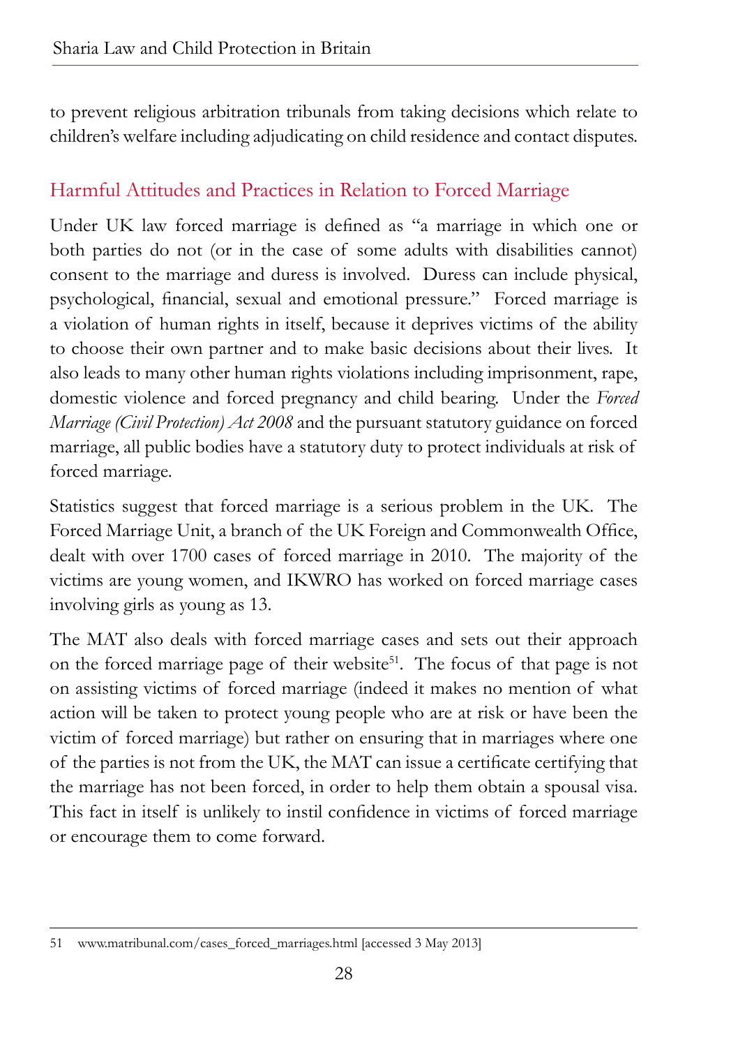to prevent religious arbitration tribunals from taking decisions which relate to children's welfare including adjudicating on child residence and contact disputes.

## Harmful Attitudes and Practices in Relation to Forced Marriage

Under UK law forced marriage is defined as "a marriage in which one or both parties do not (or in the case of some adults with disabilities cannot) consent to the marriage and duress is involved. Duress can include physical, psychological, financial, sexual and emotional pressure." Forced marriage is a violation of human rights in itself, because it deprives victims of the ability to choose their own partner and to make basic decisions about their lives. It also leads to many other human rights violations including imprisonment, rape, domestic violence and forced pregnancy and child bearing. Under the *Forced Marriage (Civil Protection) Act 2008* and the pursuant statutory guidance on forced marriage, all public bodies have a statutory duty to protect individuals at risk of forced marriage.

Statistics suggest that forced marriage is a serious problem in the UK. The Forced Marriage Unit, a branch of the UK Foreign and Commonwealth Office, dealt with over 1700 cases of forced marriage in 2010. The majority of the victims are young women, and IKWRO has worked on forced marriage cases involving girls as young as 13.

The MAT also deals with forced marriage cases and sets out their approach on the forced marriage page of their website[51]. The focus of that page is not on assisting victims of forced marriage (indeed it makes no mention of what action will be taken to protect young people who are at risk or have been the victim of forced marriage) but rather on ensuring that in marriages where one of the parties is not from the UK, the MAT can issue a certificate certifying that the marriage has not been forced, in order to help them obtain a spousal visa. This fact in itself is unlikely to instil confidence in victims of forced marriage or encourage them to come forward.

---

51 www.matribunal.com/cases_forced_marriages.html [accessed 3 May 2013]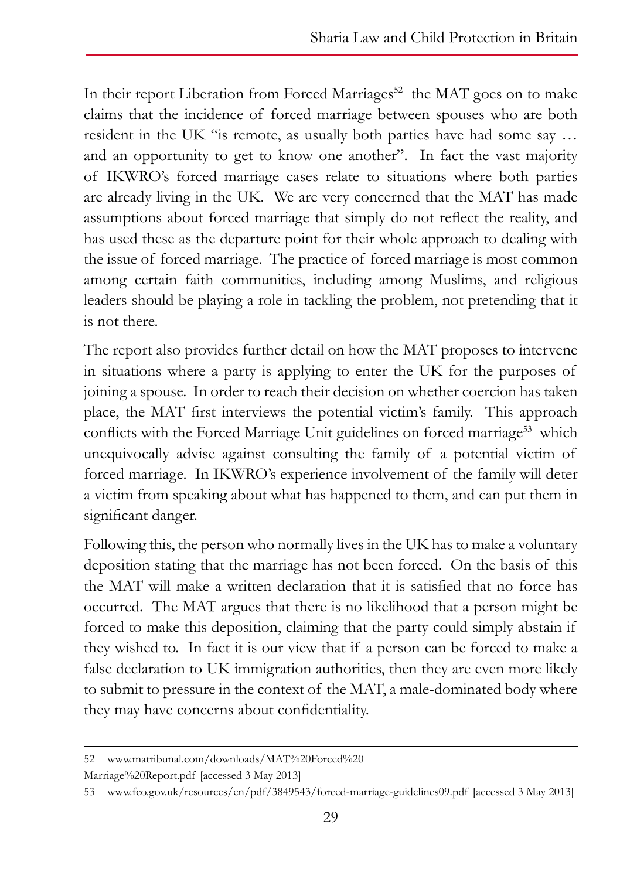In their report Liberation from Forced Marriages[52] the MAT goes on to make claims that the incidence of forced marriage between spouses who are both resident in the UK "is remote, as usually both parties have had some say … and an opportunity to get to know one another". In fact the vast majority of IKWRO's forced marriage cases relate to situations where both parties are already living in the UK. We are very concerned that the MAT has made assumptions about forced marriage that simply do not reflect the reality, and has used these as the departure point for their whole approach to dealing with the issue of forced marriage. The practice of forced marriage is most common among certain faith communities, including among Muslims, and religious leaders should be playing a role in tackling the problem, not pretending that it is not there.

The report also provides further detail on how the MAT proposes to intervene in situations where a party is applying to enter the UK for the purposes of joining a spouse. In order to reach their decision on whether coercion has taken place, the MAT first interviews the potential victim's family. This approach conflicts with the Forced Marriage Unit guidelines on forced marriage[53] which unequivocally advise against consulting the family of a potential victim of forced marriage. In IKWRO's experience involvement of the family will deter a victim from speaking about what has happened to them, and can put them in significant danger.

Following this, the person who normally lives in the UK has to make a voluntary deposition stating that the marriage has not been forced. On the basis of this the MAT will make a written declaration that it is satisfied that no force has occurred. The MAT argues that there is no likelihood that a person might be forced to make this deposition, claiming that the party could simply abstain if they wished to. In fact it is our view that if a person can be forced to make a false declaration to UK immigration authorities, then they are even more likely to submit to pressure in the context of the MAT, a male-dominated body where they may have concerns about confidentiality.

---

52 www.matribunal.com/downloads/MAT%20Forced%20Marriage%20Report.pdf [accessed 3 May 2013]

53 www.fco.gov.uk/resources/en/pdf/3849543/forced-marriage-guidelines09.pdf [accessed 3 May 2013]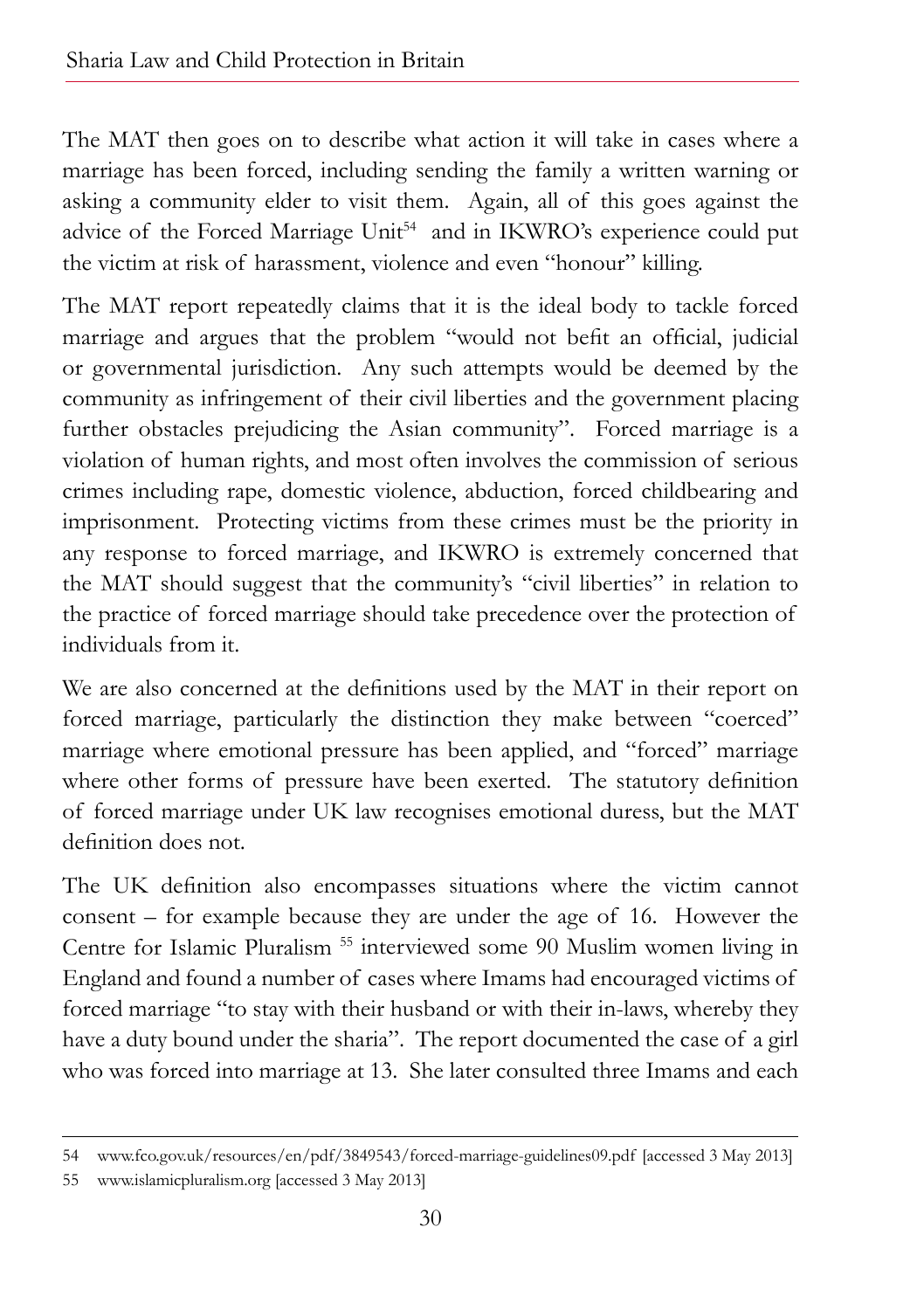The MAT then goes on to describe what action it will take in cases where a marriage has been forced, including sending the family a written warning or asking a community elder to visit them. Again, all of this goes against the advice of the Forced Marriage Unit[54] and in IKWRO's experience could put the victim at risk of harassment, violence and even "honour" killing.

The MAT report repeatedly claims that it is the ideal body to tackle forced marriage and argues that the problem "would not befit an official, judicial or governmental jurisdiction. Any such attempts would be deemed by the community as infringement of their civil liberties and the government placing further obstacles prejudicing the Asian community". Forced marriage is a violation of human rights, and most often involves the commission of serious crimes including rape, domestic violence, abduction, forced childbearing and imprisonment. Protecting victims from these crimes must be the priority in any response to forced marriage, and IKWRO is extremely concerned that the MAT should suggest that the community's "civil liberties" in relation to the practice of forced marriage should take precedence over the protection of individuals from it.

We are also concerned at the definitions used by the MAT in their report on forced marriage, particularly the distinction they make between "coerced" marriage where emotional pressure has been applied, and "forced" marriage where other forms of pressure have been exerted. The statutory definition of forced marriage under UK law recognises emotional duress, but the MAT definition does not.

The UK definition also encompasses situations where the victim cannot consent – for example because they are under the age of 16. However the Centre for Islamic Pluralism [55] interviewed some 90 Muslim women living in England and found a number of cases where Imams had encouraged victims of forced marriage "to stay with their husband or with their in-laws, whereby they have a duty bound under the sharia". The report documented the case of a girl who was forced into marriage at 13. She later consulted three Imams and each

---

54 www.fco.gov.uk/resources/en/pdf/3849543/forced-marriage-guidelines09.pdf [accessed 3 May 2013]

55 www.islamicpluralism.org [accessed 3 May 2013]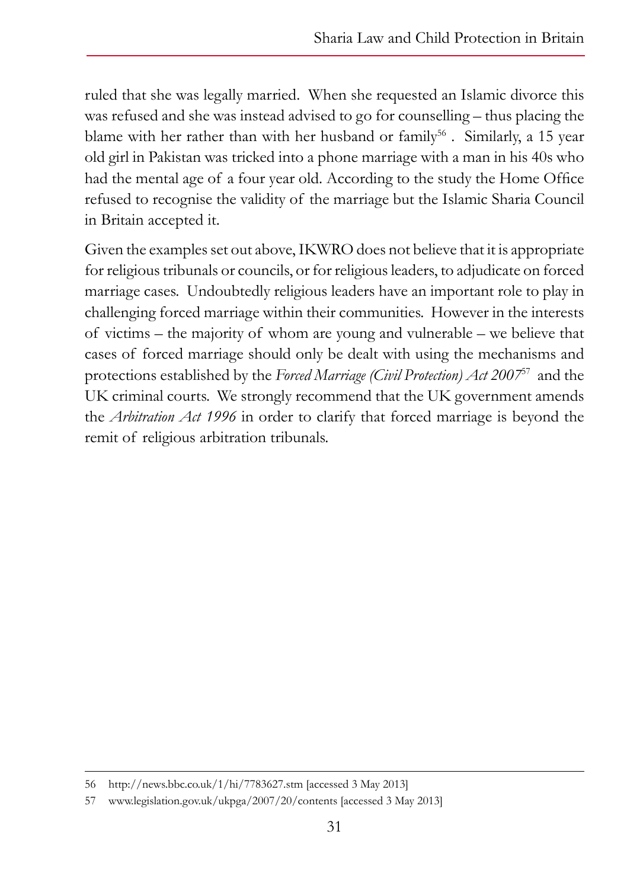ruled that she was legally married. When she requested an Islamic divorce this was refused and she was instead advised to go for counselling – thus placing the blame with her rather than with her husband or family[56] . Similarly, a 15 year old girl in Pakistan was tricked into a phone marriage with a man in his 40s who had the mental age of a four year old. According to the study the Home Office refused to recognise the validity of the marriage but the Islamic Sharia Council in Britain accepted it.

Given the examples set out above, IKWRO does not believe that it is appropriate for religious tribunals or councils, or for religious leaders, to adjudicate on forced marriage cases. Undoubtedly religious leaders have an important role to play in challenging forced marriage within their communities. However in the interests of victims – the majority of whom are young and vulnerable – we believe that cases of forced marriage should only be dealt with using the mechanisms and protections established by the *Forced Marriage (Civil Protection) Act 2007*[57] and the UK criminal courts. We strongly recommend that the UK government amends the *Arbitration Act 1996* in order to clarify that forced marriage is beyond the remit of religious arbitration tribunals.

---

56 http://news.bbc.co.uk/1/hi/7783627.stm [accessed 3 May 2013]

57 www.legislation.gov.uk/ukpga/2007/20/contents [accessed 3 May 2013]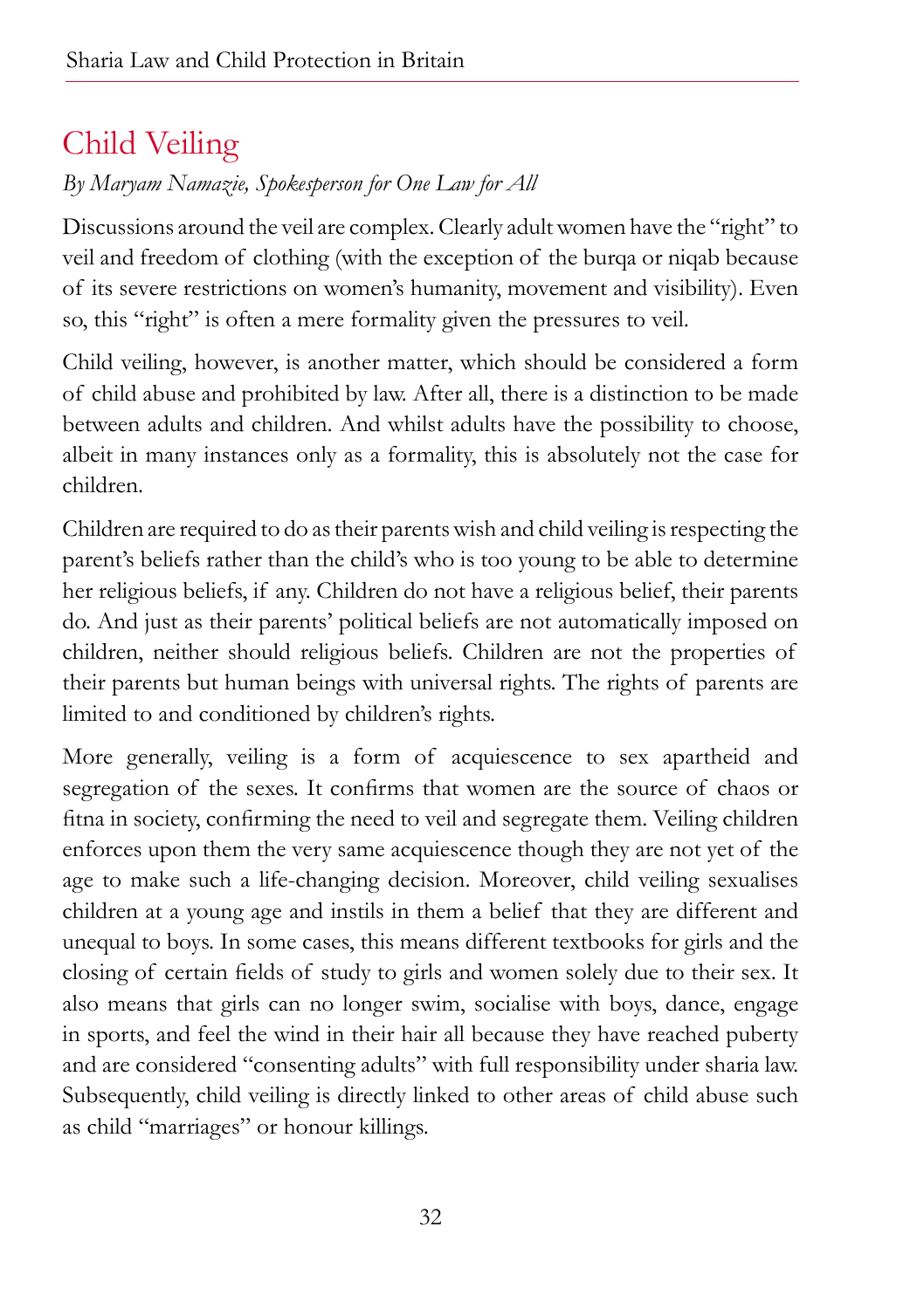## Child Veiling

*By Maryam Namazie, Spokesperson for One Law for All*

Discussions around the veil are complex. Clearly adult women have the "right" to veil and freedom of clothing (with the exception of the burqa or niqab because of its severe restrictions on women's humanity, movement and visibility). Even so, this "right" is often a mere formality given the pressures to veil.

Child veiling, however, is another matter, which should be considered a form of child abuse and prohibited by law. After all, there is a distinction to be made between adults and children. And whilst adults have the possibility to choose, albeit in many instances only as a formality, this is absolutely not the case for children.

Children are required to do as their parents wish and child veiling is respecting the parent's beliefs rather than the child's who is too young to be able to determine her religious beliefs, if any. Children do not have a religious belief, their parents do. And just as their parents' political beliefs are not automatically imposed on children, neither should religious beliefs. Children are not the properties of their parents but human beings with universal rights. The rights of parents are limited to and conditioned by children's rights.

More generally, veiling is a form of acquiescence to sex apartheid and segregation of the sexes. It confirms that women are the source of chaos or fitna in society, confirming the need to veil and segregate them. Veiling children enforces upon them the very same acquiescence though they are not yet of the age to make such a life-changing decision. Moreover, child veiling sexualises children at a young age and instils in them a belief that they are different and unequal to boys. In some cases, this means different textbooks for girls and the closing of certain fields of study to girls and women solely due to their sex. It also means that girls can no longer swim, socialise with boys, dance, engage in sports, and feel the wind in their hair all because they have reached puberty and are considered "consenting adults" with full responsibility under sharia law. Subsequently, child veiling is directly linked to other areas of child abuse such as child "marriages" or honour killings.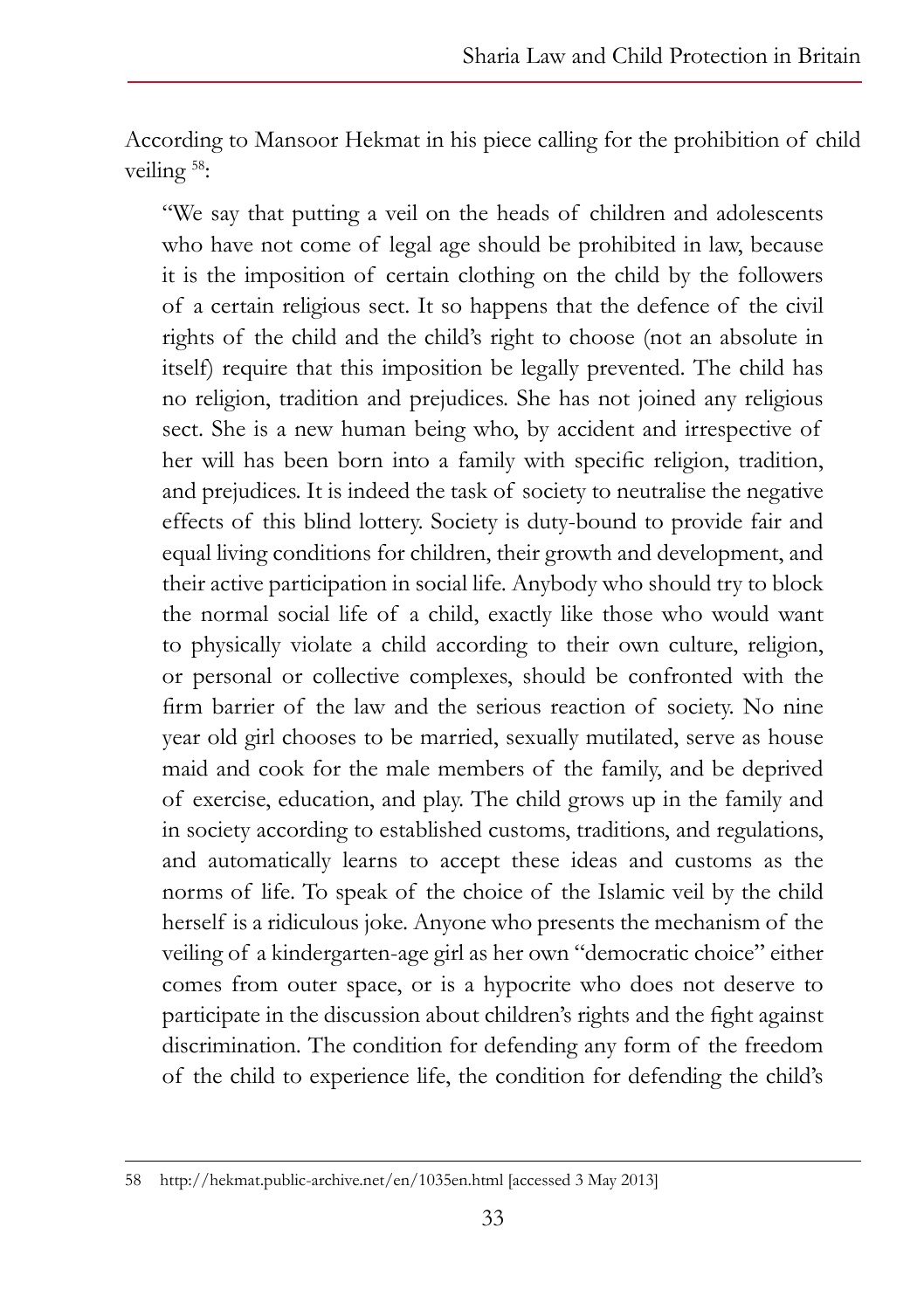According to Mansoor Hekmat in his piece calling for the prohibition of child veiling [58]:

> "We say that putting a veil on the heads of children and adolescents who have not come of legal age should be prohibited in law, because it is the imposition of certain clothing on the child by the followers of a certain religious sect. It so happens that the defence of the civil rights of the child and the child's right to choose (not an absolute in itself) require that this imposition be legally prevented. The child has no religion, tradition and prejudices. She has not joined any religious sect. She is a new human being who, by accident and irrespective of her will has been born into a family with specific religion, tradition, and prejudices. It is indeed the task of society to neutralise the negative effects of this blind lottery. Society is duty-bound to provide fair and equal living conditions for children, their growth and development, and their active participation in social life. Anybody who should try to block the normal social life of a child, exactly like those who would want to physically violate a child according to their own culture, religion, or personal or collective complexes, should be confronted with the firm barrier of the law and the serious reaction of society. No nine year old girl chooses to be married, sexually mutilated, serve as house maid and cook for the male members of the family, and be deprived of exercise, education, and play. The child grows up in the family and in society according to established customs, traditions, and regulations, and automatically learns to accept these ideas and customs as the norms of life. To speak of the choice of the Islamic veil by the child herself is a ridiculous joke. Anyone who presents the mechanism of the veiling of a kindergarten-age girl as her own "democratic choice" either comes from outer space, or is a hypocrite who does not deserve to participate in the discussion about children's rights and the fight against discrimination. The condition for defending any form of the freedom of the child to experience life, the condition for defending the child's

---

58 http://hekmat.public-archive.net/en/1035en.html [accessed 3 May 2013]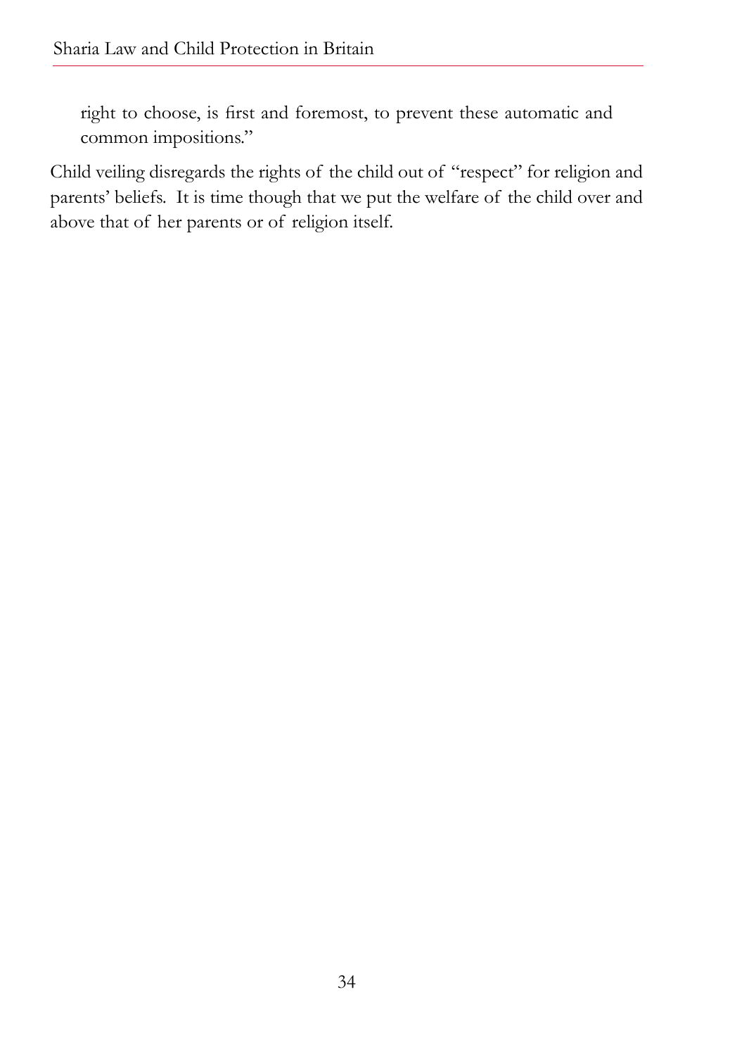> right to choose, is first and foremost, to prevent these automatic and common impositions."

Child veiling disregards the rights of the child out of "respect" for religion and parents' beliefs. It is time though that we put the welfare of the child over and above that of her parents or of religion itself.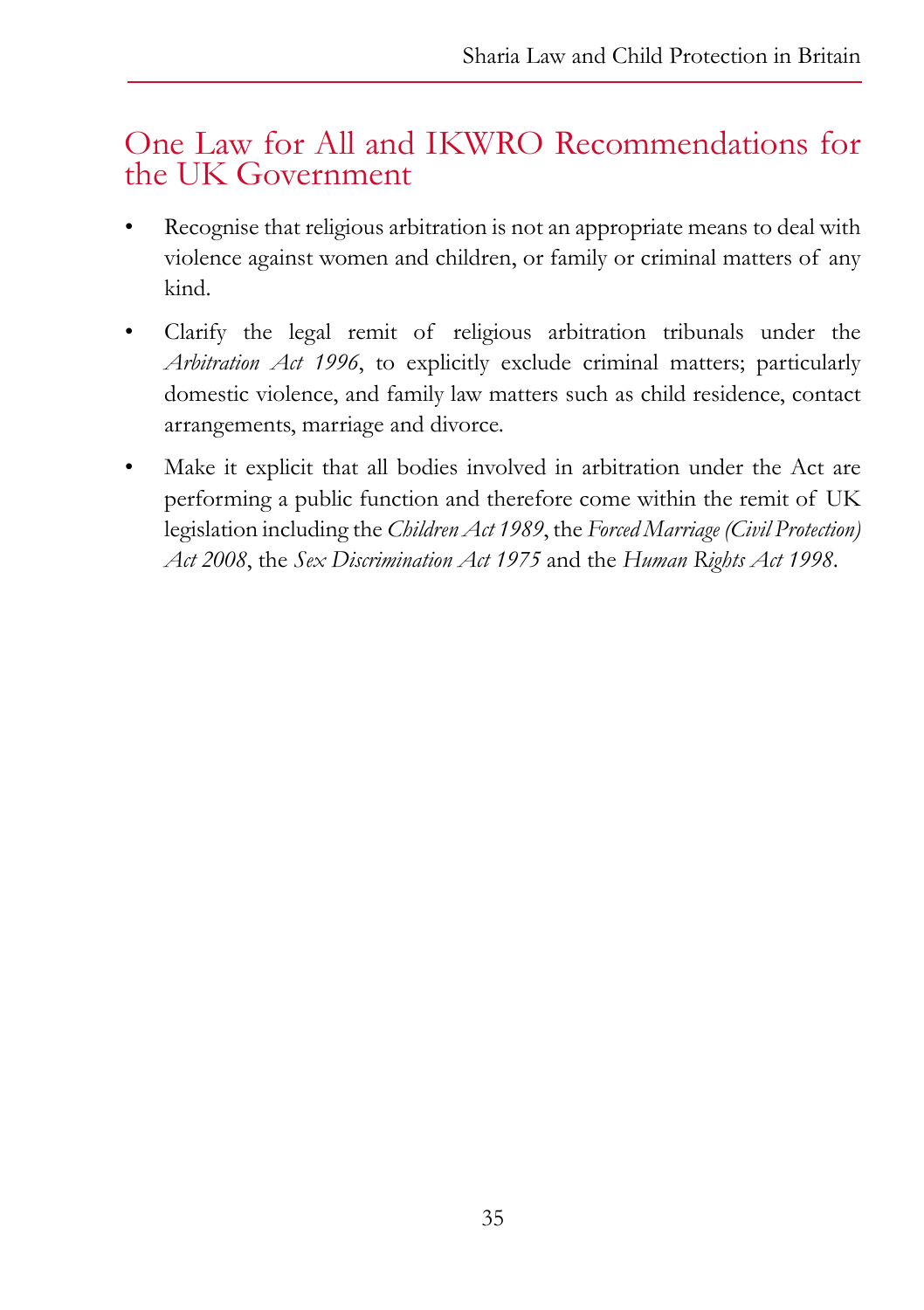## One Law for All and IKWRO Recommendations for the UK Government

- Recognise that religious arbitration is not an appropriate means to deal with violence against women and children, or family or criminal matters of any kind.
- Clarify the legal remit of religious arbitration tribunals under the *Arbitration Act 1996*, to explicitly exclude criminal matters; particularly domestic violence, and family law matters such as child residence, contact arrangements, marriage and divorce.
- Make it explicit that all bodies involved in arbitration under the Act are performing a public function and therefore come within the remit of UK legislation including the *Children Act 1989*, the *Forced Marriage (Civil Protection) Act 2008*, the *Sex Discrimination Act 1975* and the *Human Rights Act 1998*.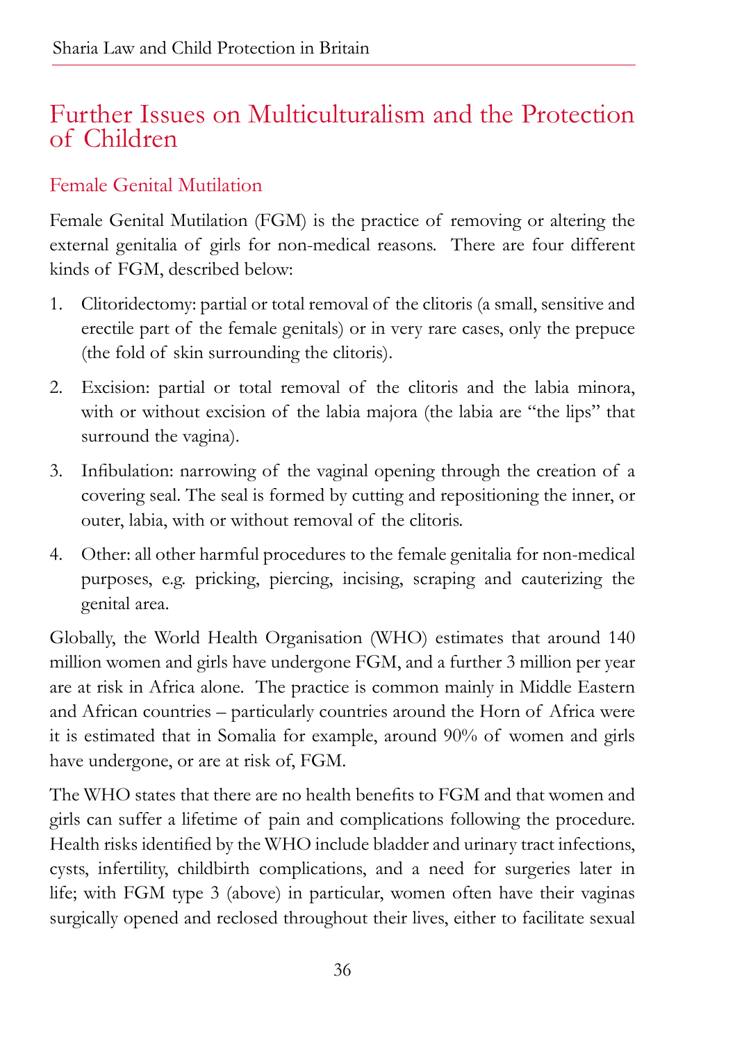## Further Issues on Multiculturalism and the Protection of Children

### Female Genital Mutilation

Female Genital Mutilation (FGM) is the practice of removing or altering the external genitalia of girls for non-medical reasons. There are four different kinds of FGM, described below:

1. Clitoridectomy: partial or total removal of the clitoris (a small, sensitive and erectile part of the female genitals) or in very rare cases, only the prepuce (the fold of skin surrounding the clitoris).
2. Excision: partial or total removal of the clitoris and the labia minora, with or without excision of the labia majora (the labia are "the lips" that surround the vagina).
3. Infibulation: narrowing of the vaginal opening through the creation of a covering seal. The seal is formed by cutting and repositioning the inner, or outer, labia, with or without removal of the clitoris.
4. Other: all other harmful procedures to the female genitalia for non-medical purposes, e.g. pricking, piercing, incising, scraping and cauterizing the genital area.

Globally, the World Health Organisation (WHO) estimates that around 140 million women and girls have undergone FGM, and a further 3 million per year are at risk in Africa alone. The practice is common mainly in Middle Eastern and African countries – particularly countries around the Horn of Africa were it is estimated that in Somalia for example, around 90% of women and girls have undergone, or are at risk of, FGM.

The WHO states that there are no health benefits to FGM and that women and girls can suffer a lifetime of pain and complications following the procedure. Health risks identified by the WHO include bladder and urinary tract infections, cysts, infertility, childbirth complications, and a need for surgeries later in life; with FGM type 3 (above) in particular, women often have their vaginas surgically opened and reclosed throughout their lives, either to facilitate sexual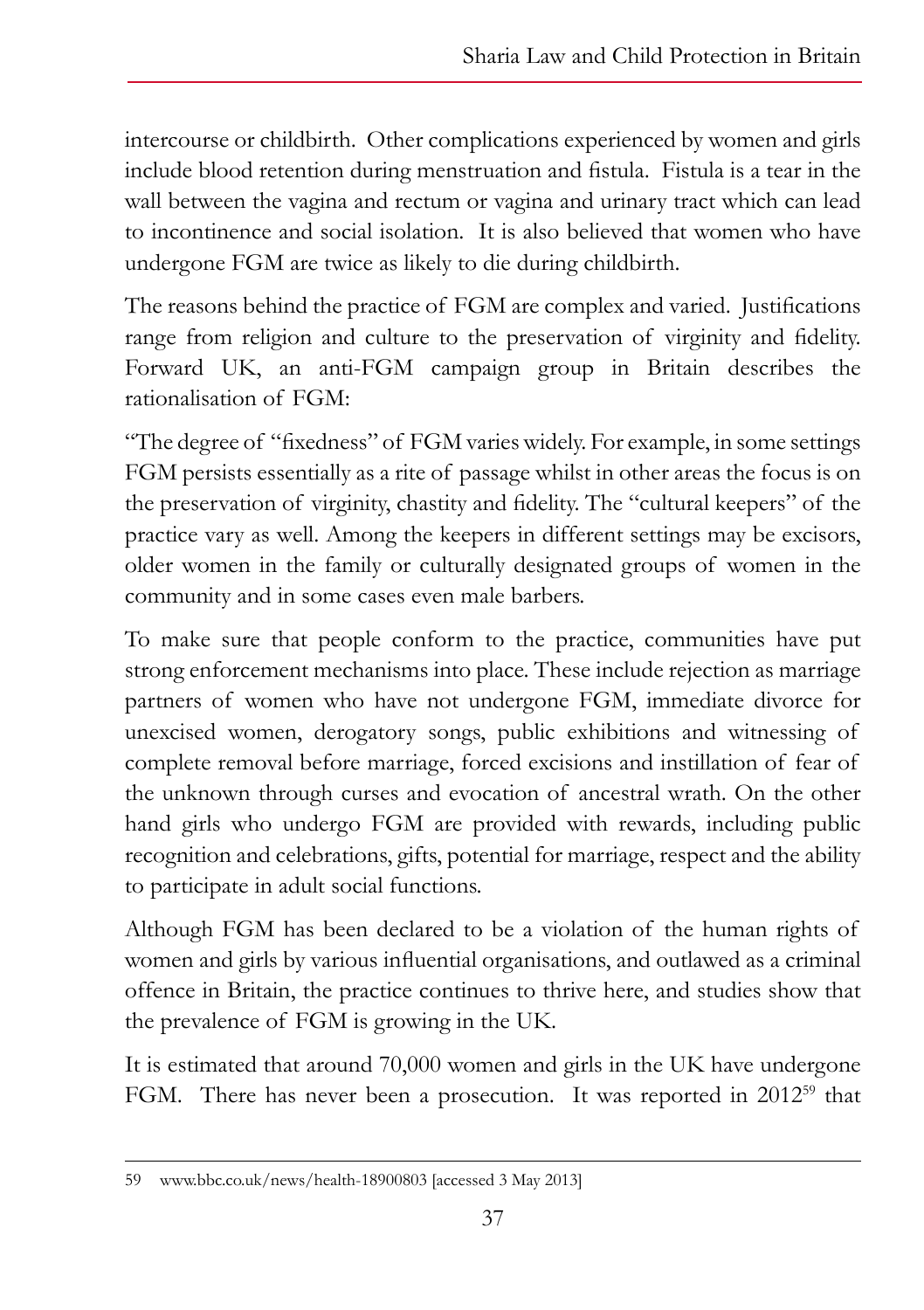intercourse or childbirth. Other complications experienced by women and girls include blood retention during menstruation and fistula. Fistula is a tear in the wall between the vagina and rectum or vagina and urinary tract which can lead to incontinence and social isolation. It is also believed that women who have undergone FGM are twice as likely to die during childbirth.

The reasons behind the practice of FGM are complex and varied. Justifications range from religion and culture to the preservation of virginity and fidelity. Forward UK, an anti-FGM campaign group in Britain describes the rationalisation of FGM:

"The degree of "fixedness" of FGM varies widely. For example, in some settings FGM persists essentially as a rite of passage whilst in other areas the focus is on the preservation of virginity, chastity and fidelity. The "cultural keepers" of the practice vary as well. Among the keepers in different settings may be excisors, older women in the family or culturally designated groups of women in the community and in some cases even male barbers.

To make sure that people conform to the practice, communities have put strong enforcement mechanisms into place. These include rejection as marriage partners of women who have not undergone FGM, immediate divorce for unexcised women, derogatory songs, public exhibitions and witnessing of complete removal before marriage, forced excisions and instillation of fear of the unknown through curses and evocation of ancestral wrath. On the other hand girls who undergo FGM are provided with rewards, including public recognition and celebrations, gifts, potential for marriage, respect and the ability to participate in adult social functions.

Although FGM has been declared to be a violation of the human rights of women and girls by various influential organisations, and outlawed as a criminal offence in Britain, the practice continues to thrive here, and studies show that the prevalence of FGM is growing in the UK.

It is estimated that around 70,000 women and girls in the UK have undergone FGM. There has never been a prosecution. It was reported in 2012[59] that

---

59 www.bbc.co.uk/news/health-18900803 [accessed 3 May 2013]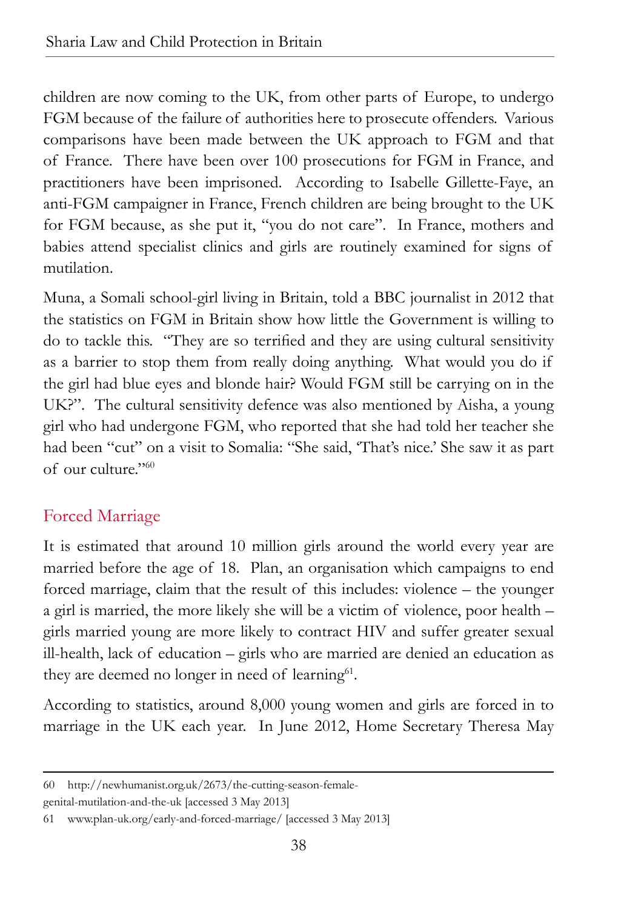children are now coming to the UK, from other parts of Europe, to undergo FGM because of the failure of authorities here to prosecute offenders. Various comparisons have been made between the UK approach to FGM and that of France. There have been over 100 prosecutions for FGM in France, and practitioners have been imprisoned. According to Isabelle Gillette-Faye, an anti-FGM campaigner in France, French children are being brought to the UK for FGM because, as she put it, "you do not care". In France, mothers and babies attend specialist clinics and girls are routinely examined for signs of mutilation.

Muna, a Somali school-girl living in Britain, told a BBC journalist in 2012 that the statistics on FGM in Britain show how little the Government is willing to do to tackle this. "They are so terrified and they are using cultural sensitivity as a barrier to stop them from really doing anything. What would you do if the girl had blue eyes and blonde hair? Would FGM still be carrying on in the UK?". The cultural sensitivity defence was also mentioned by Aisha, a young girl who had undergone FGM, who reported that she had told her teacher she had been "cut" on a visit to Somalia: "She said, 'That's nice.' She saw it as part of our culture."[60]

## Forced Marriage

It is estimated that around 10 million girls around the world every year are married before the age of 18. Plan, an organisation which campaigns to end forced marriage, claim that the result of this includes: violence – the younger a girl is married, the more likely she will be a victim of violence, poor health – girls married young are more likely to contract HIV and suffer greater sexual ill-health, lack of education – girls who are married are denied an education as they are deemed no longer in need of learning[61].

According to statistics, around 8,000 young women and girls are forced in to marriage in the UK each year. In June 2012, Home Secretary Theresa May

---

60 http://newhumanist.org.uk/2673/the-cutting-season-female-genital-mutilation-and-the-uk [accessed 3 May 2013]

61 www.plan-uk.org/early-and-forced-marriage/ [accessed 3 May 2013]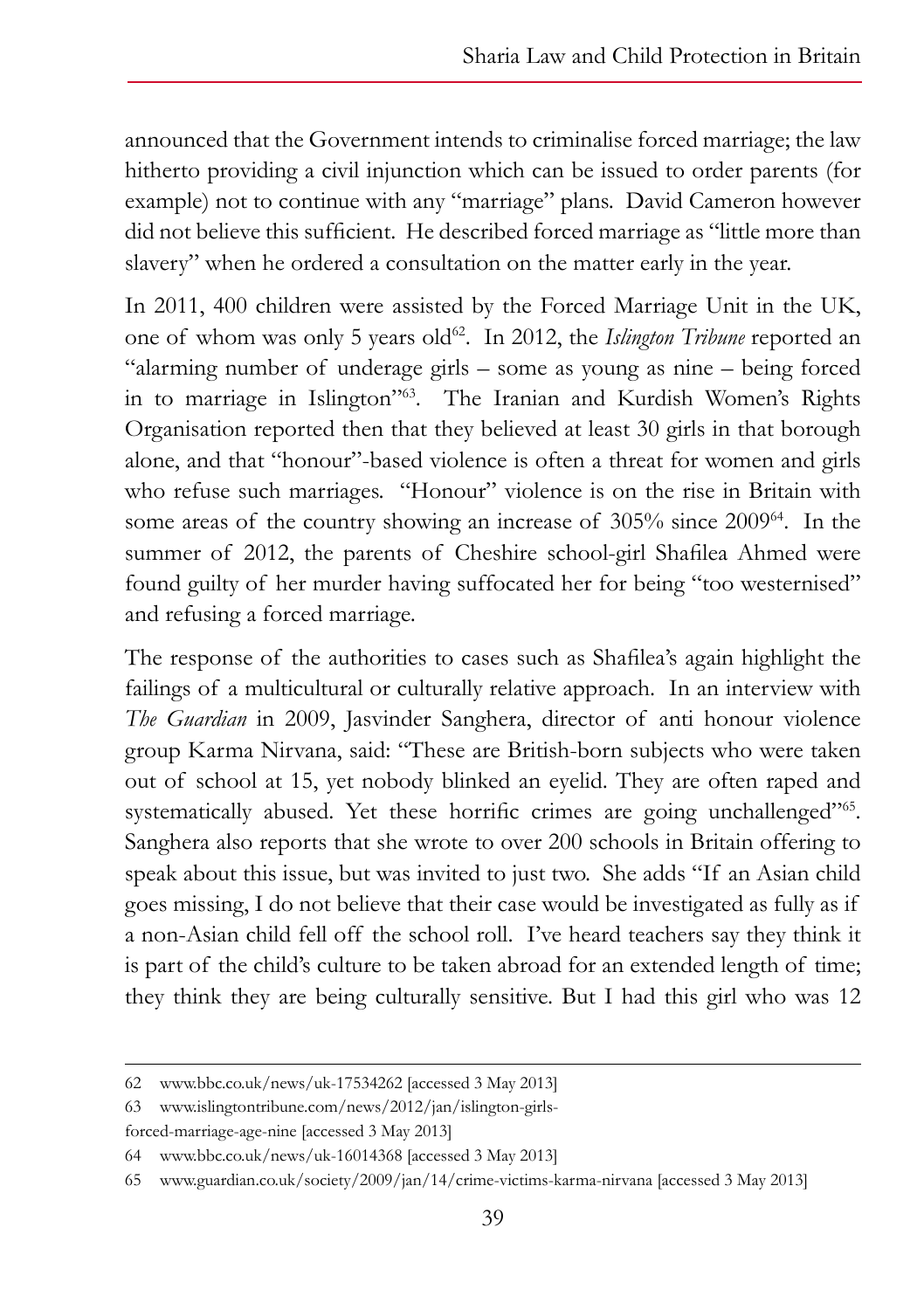announced that the Government intends to criminalise forced marriage; the law hitherto providing a civil injunction which can be issued to order parents (for example) not to continue with any "marriage" plans. David Cameron however did not believe this sufficient. He described forced marriage as "little more than slavery" when he ordered a consultation on the matter early in the year.

In 2011, 400 children were assisted by the Forced Marriage Unit in the UK, one of whom was only 5 years old[62]. In 2012, the *Islington Tribune* reported an "alarming number of underage girls – some as young as nine – being forced in to marriage in Islington"[63]. The Iranian and Kurdish Women's Rights Organisation reported then that they believed at least 30 girls in that borough alone, and that "honour"-based violence is often a threat for women and girls who refuse such marriages. "Honour" violence is on the rise in Britain with some areas of the country showing an increase of 305% since 2009[64]. In the summer of 2012, the parents of Cheshire school-girl Shafilea Ahmed were found guilty of her murder having suffocated her for being "too westernised" and refusing a forced marriage.

The response of the authorities to cases such as Shafilea's again highlight the failings of a multicultural or culturally relative approach. In an interview with *The Guardian* in 2009, Jasvinder Sanghera, director of anti honour violence group Karma Nirvana, said: "These are British-born subjects who were taken out of school at 15, yet nobody blinked an eyelid. They are often raped and systematically abused. Yet these horrific crimes are going unchallenged"[65]. Sanghera also reports that she wrote to over 200 schools in Britain offering to speak about this issue, but was invited to just two. She adds "If an Asian child goes missing, I do not believe that their case would be investigated as fully as if a non-Asian child fell off the school roll. I've heard teachers say they think it is part of the child's culture to be taken abroad for an extended length of time; they think they are being culturally sensitive. But I had this girl who was 12

---

62 www.bbc.co.uk/news/uk-17534262 [accessed 3 May 2013]

63 www.islingtontribune.com/news/2012/jan/islington-girls-forced-marriage-age-nine [accessed 3 May 2013]

64 www.bbc.co.uk/news/uk-16014368 [accessed 3 May 2013]

65 www.guardian.co.uk/society/2009/jan/14/crime-victims-karma-nirvana [accessed 3 May 2013]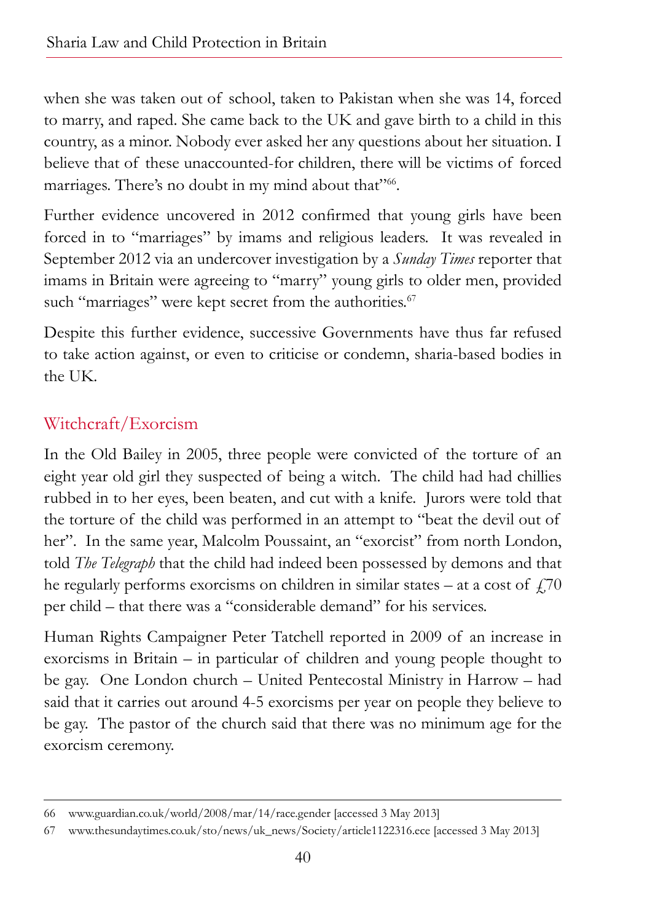when she was taken out of school, taken to Pakistan when she was 14, forced to marry, and raped. She came back to the UK and gave birth to a child in this country, as a minor. Nobody ever asked her any questions about her situation. I believe that of these unaccounted-for children, there will be victims of forced marriages. There's no doubt in my mind about that"[66].

Further evidence uncovered in 2012 confirmed that young girls have been forced in to "marriages" by imams and religious leaders. It was revealed in September 2012 via an undercover investigation by a *Sunday Times* reporter that imams in Britain were agreeing to "marry" young girls to older men, provided such "marriages" were kept secret from the authorities.[67]

Despite this further evidence, successive Governments have thus far refused to take action against, or even to criticise or condemn, sharia-based bodies in the UK.

## Witchcraft/Exorcism

In the Old Bailey in 2005, three people were convicted of the torture of an eight year old girl they suspected of being a witch. The child had had chillies rubbed in to her eyes, been beaten, and cut with a knife. Jurors were told that the torture of the child was performed in an attempt to "beat the devil out of her". In the same year, Malcolm Poussaint, an "exorcist" from north London, told *The Telegraph* that the child had indeed been possessed by demons and that he regularly performs exorcisms on children in similar states – at a cost of £70 per child – that there was a "considerable demand" for his services.

Human Rights Campaigner Peter Tatchell reported in 2009 of an increase in exorcisms in Britain – in particular of children and young people thought to be gay. One London church – United Pentecostal Ministry in Harrow – had said that it carries out around 4-5 exorcisms per year on people they believe to be gay. The pastor of the church said that there was no minimum age for the exorcism ceremony.

---

66 www.guardian.co.uk/world/2008/mar/14/race.gender [accessed 3 May 2013]

67 www.thesundaytimes.co.uk/sto/news/uk_news/Society/article1122316.ece [accessed 3 May 2013]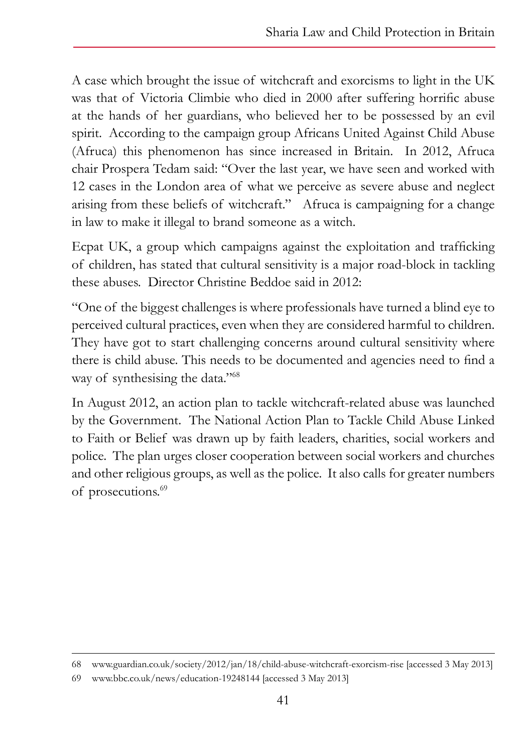A case which brought the issue of witchcraft and exorcisms to light in the UK was that of Victoria Climbie who died in 2000 after suffering horrific abuse at the hands of her guardians, who believed her to be possessed by an evil spirit. According to the campaign group Africans United Against Child Abuse (Afruca) this phenomenon has since increased in Britain. In 2012, Afruca chair Prospera Tedam said: "Over the last year, we have seen and worked with 12 cases in the London area of what we perceive as severe abuse and neglect arising from these beliefs of witchcraft." Afruca is campaigning for a change in law to make it illegal to brand someone as a witch.

Ecpat UK, a group which campaigns against the exploitation and trafficking of children, has stated that cultural sensitivity is a major road-block in tackling these abuses. Director Christine Beddoe said in 2012:

"One of the biggest challenges is where professionals have turned a blind eye to perceived cultural practices, even when they are considered harmful to children. They have got to start challenging concerns around cultural sensitivity where there is child abuse. This needs to be documented and agencies need to find a way of synthesising the data."[68]

In August 2012, an action plan to tackle witchcraft-related abuse was launched by the Government. The National Action Plan to Tackle Child Abuse Linked to Faith or Belief was drawn up by faith leaders, charities, social workers and police. The plan urges closer cooperation between social workers and churches and other religious groups, as well as the police. It also calls for greater numbers of prosecutions.[69]

---

68 www.guardian.co.uk/society/2012/jan/18/child-abuse-witchcraft-exorcism-rise [accessed 3 May 2013]

69 www.bbc.co.uk/news/education-19248144 [accessed 3 May 2013]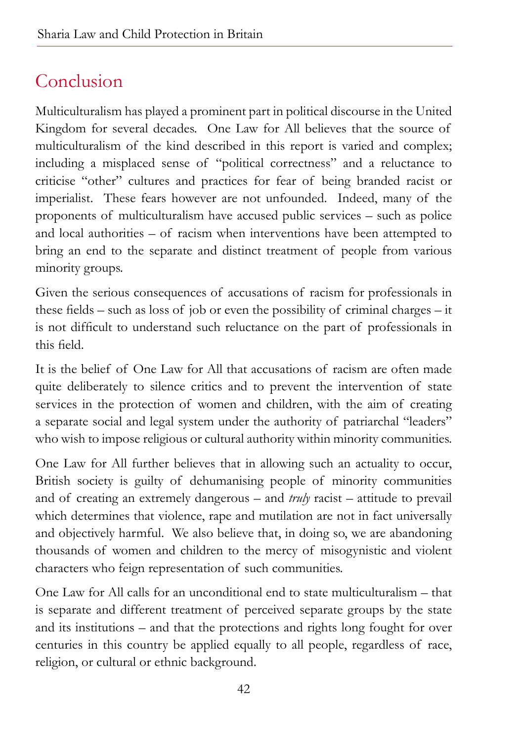# Conclusion

Multiculturalism has played a prominent part in political discourse in the United Kingdom for several decades. One Law for All believes that the source of multiculturalism of the kind described in this report is varied and complex; including a misplaced sense of "political correctness" and a reluctance to criticise "other" cultures and practices for fear of being branded racist or imperialist. These fears however are not unfounded. Indeed, many of the proponents of multiculturalism have accused public services – such as police and local authorities – of racism when interventions have been attempted to bring an end to the separate and distinct treatment of people from various minority groups.

Given the serious consequences of accusations of racism for professionals in these fields – such as loss of job or even the possibility of criminal charges – it is not difficult to understand such reluctance on the part of professionals in this field.

It is the belief of One Law for All that accusations of racism are often made quite deliberately to silence critics and to prevent the intervention of state services in the protection of women and children, with the aim of creating a separate social and legal system under the authority of patriarchal "leaders" who wish to impose religious or cultural authority within minority communities.

One Law for All further believes that in allowing such an actuality to occur, British society is guilty of dehumanising people of minority communities and of creating an extremely dangerous – and *truly* racist – attitude to prevail which determines that violence, rape and mutilation are not in fact universally and objectively harmful. We also believe that, in doing so, we are abandoning thousands of women and children to the mercy of misogynistic and violent characters who feign representation of such communities.

One Law for All calls for an unconditional end to state multiculturalism – that is separate and different treatment of perceived separate groups by the state and its institutions – and that the protections and rights long fought for over centuries in this country be applied equally to all people, regardless of race, religion, or cultural or ethnic background.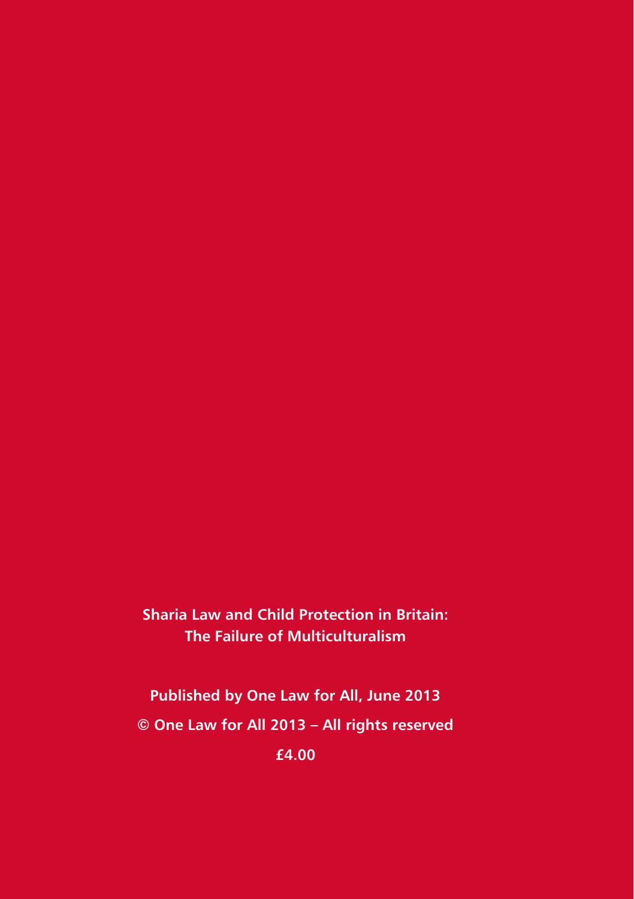**Sharia Law and Child Protection in Britain:
The Failure of Multiculturalism**

**Published by One Law for All, June 2013**

**© One Law for All 2013 – All rights reserved**

**£4.00**